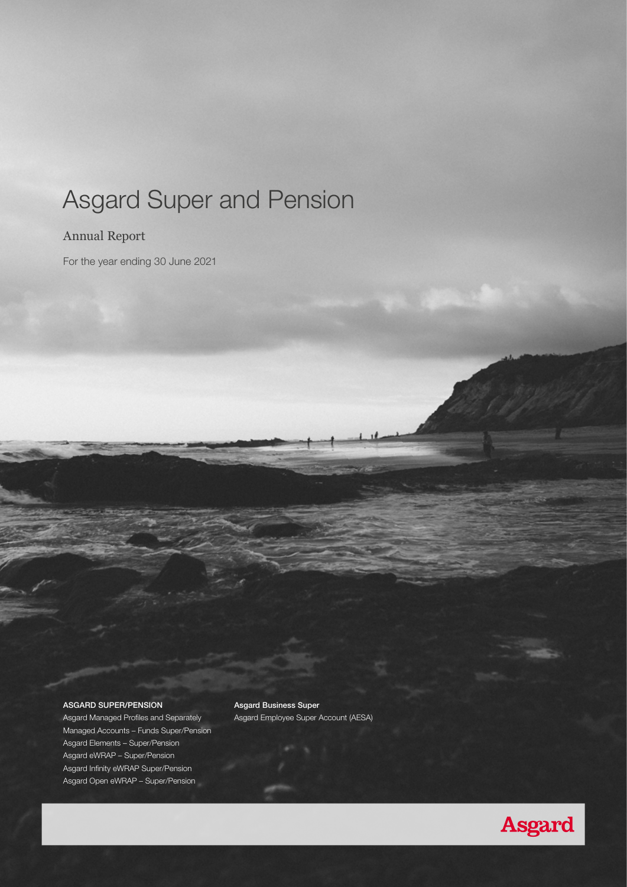# Asgard Super and Pension

## Annual Report

For the year ending 30 June 2021

**ASGARD SUPER/PENSION**

Asgard Managed Profiles and Separately Managed Accounts – Funds Super/Pension
Asgard Elements – Super/Pension
Asgard eWRAP – Super/Pension
Asgard Infinity eWRAP Super/Pension
Asgard Open eWRAP – Super/Pension

**Asgard Business Super**

Asgard Employee Super Account (AESA)

Asgard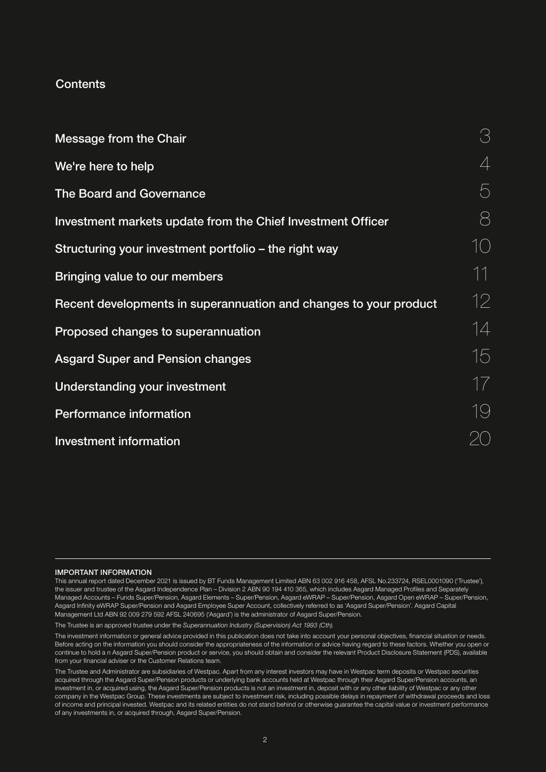## Contents

| | |
|---|---|
| Message from the Chair | 3 |
| We're here to help | 4 |
| The Board and Governance | 5 |
| Investment markets update from the Chief Investment Officer | 8 |
| Structuring your investment portfolio – the right way | 10 |
| Bringing value to our members | 11 |
| Recent developments in superannuation and changes to your product | 12 |
| Proposed changes to superannuation | 14 |
| Asgard Super and Pension changes | 15 |
| Understanding your investment | 17 |
| Performance information | 19 |
| Investment information | 20 |

**IMPORTANT INFORMATION**

This annual report dated December 2021 is issued by BT Funds Management Limited ABN 63 002 916 458, AFSL No.233724, RSEL0001090 ('Trustee'), the issuer and trustee of the Asgard Independence Plan – Division 2 ABN 90 194 410 365, which includes Asgard Managed Profiles and Separately Managed Accounts – Funds Super/Pension, Asgard Elements – Super/Pension, Asgard eWRAP – Super/Pension, Asgard Open eWRAP – Super/Pension, Asgard Infinity eWRAP Super/Pension and Asgard Employee Super Account, collectively referred to as 'Asgard Super/Pension'. Asgard Capital Management Ltd ABN 92 009 279 592 AFSL 240695 ('Asgard') is the administrator of Asgard Super/Pension.

The Trustee is an approved trustee under the *Superannuation Industry (Supervision) Act 1993 (Cth)*.

The investment information or general advice provided in this publication does not take into account your personal objectives, financial situation or needs. Before acting on the information you should consider the appropriateness of the information or advice having regard to these factors. Whether you open or continue to hold a n Asgard Super/Pension product or service, you should obtain and consider the relevant Product Disclosure Statement (PDS), available from your financial adviser or the Customer Relations team.

The Trustee and Administrator are subsidiaries of Westpac. Apart from any interest investors may have in Westpac term deposits or Westpac securities acquired through the Asgard Super/Pension products or underlying bank accounts held at Westpac through their Asgard Super/Pension accounts, an investment in, or acquired using, the Asgard Super/Pension products is not an investment in, deposit with or any other liability of Westpac or any other company in the Westpac Group. These investments are subject to investment risk, including possible delays in repayment of withdrawal proceeds and loss of income and principal invested. Westpac and its related entities do not stand behind or otherwise guarantee the capital value or investment performance of any investments in, or acquired through, Asgard Super/Pension.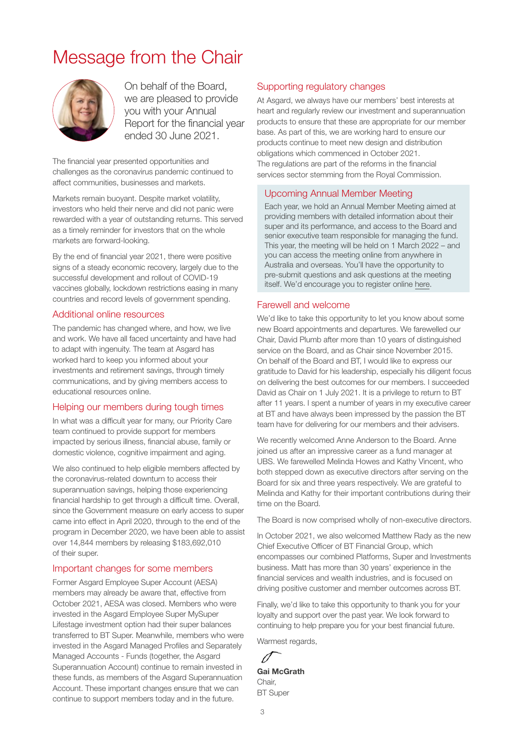# Message from the Chair

On behalf of the Board, we are pleased to provide you with your Annual Report for the financial year ended 30 June 2021.

The financial year presented opportunities and challenges as the coronavirus pandemic continued to affect communities, businesses and markets.

Markets remain buoyant. Despite market volatility, investors who held their nerve and did not panic were rewarded with a year of outstanding returns. This served as a timely reminder for investors that on the whole markets are forward-looking.

By the end of financial year 2021, there were positive signs of a steady economic recovery, largely due to the successful development and rollout of COVID-19 vaccines globally, lockdown restrictions easing in many countries and record levels of government spending.

## Additional online resources

The pandemic has changed where, and how, we live and work. We have all faced uncertainty and have had to adapt with ingenuity. The team at Asgard has worked hard to keep you informed about your investments and retirement savings, through timely communications, and by giving members access to educational resources online.

## Helping our members during tough times

In what was a difficult year for many, our Priority Care team continued to provide support for members impacted by serious illness, financial abuse, family or domestic violence, cognitive impairment and aging.

We also continued to help eligible members affected by the coronavirus-related downturn to access their superannuation savings, helping those experiencing financial hardship to get through a difficult time. Overall, since the Government measure on early access to super came into effect in April 2020, through to the end of the program in December 2020, we have been able to assist over 14,844 members by releasing $183,692,010 of their super.

## Important changes for some members

Former Asgard Employee Super Account (AESA) members may already be aware that, effective from October 2021, AESA was closed. Members who were invested in the Asgard Employee Super MySuper Lifestage investment option had their super balances transferred to BT Super. Meanwhile, members who were invested in the Asgard Managed Profiles and Separately Managed Accounts - Funds (together, the Asgard Superannuation Account) continue to remain invested in these funds, as members of the Asgard Superannuation Account. These important changes ensure that we can continue to support members today and in the future.

## Supporting regulatory changes

At Asgard, we always have our members' best interests at heart and regularly review our investment and superannuation products to ensure that these are appropriate for our member base. As part of this, we are working hard to ensure our products continue to meet new design and distribution obligations which commenced in October 2021. The regulations are part of the reforms in the financial services sector stemming from the Royal Commission.

## Upcoming Annual Member Meeting

Each year, we hold an Annual Member Meeting aimed at providing members with detailed information about their super and its performance, and access to the Board and senior executive team responsible for managing the fund. This year, the meeting will be held on 1 March 2022 – and you can access the meeting online from anywhere in Australia and overseas. You'll have the opportunity to pre-submit questions and ask questions at the meeting itself. We'd encourage you to register online here.

## Farewell and welcome

We'd like to take this opportunity to let you know about some new Board appointments and departures. We farewelled our Chair, David Plumb after more than 10 years of distinguished service on the Board, and as Chair since November 2015. On behalf of the Board and BT, I would like to express our gratitude to David for his leadership, especially his diligent focus on delivering the best outcomes for our members. I succeeded David as Chair on 1 July 2021. It is a privilege to return to BT after 11 years. I spent a number of years in my executive career at BT and have always been impressed by the passion the BT team have for delivering for our members and their advisers.

We recently welcomed Anne Anderson to the Board. Anne joined us after an impressive career as a fund manager at UBS. We farewelled Melinda Howes and Kathy Vincent, who both stepped down as executive directors after serving on the Board for six and three years respectively. We are grateful to Melinda and Kathy for their important contributions during their time on the Board.

The Board is now comprised wholly of non-executive directors.

In October 2021, we also welcomed Matthew Rady as the new Chief Executive Officer of BT Financial Group, which encompasses our combined Platforms, Super and Investments business. Matt has more than 30 years' experience in the financial services and wealth industries, and is focused on driving positive customer and member outcomes across BT.

Finally, we'd like to take this opportunity to thank you for your loyalty and support over the past year. We look forward to continuing to help prepare you for your best financial future.

Warmest regards,

**Gai McGrath**
Chair,
BT Super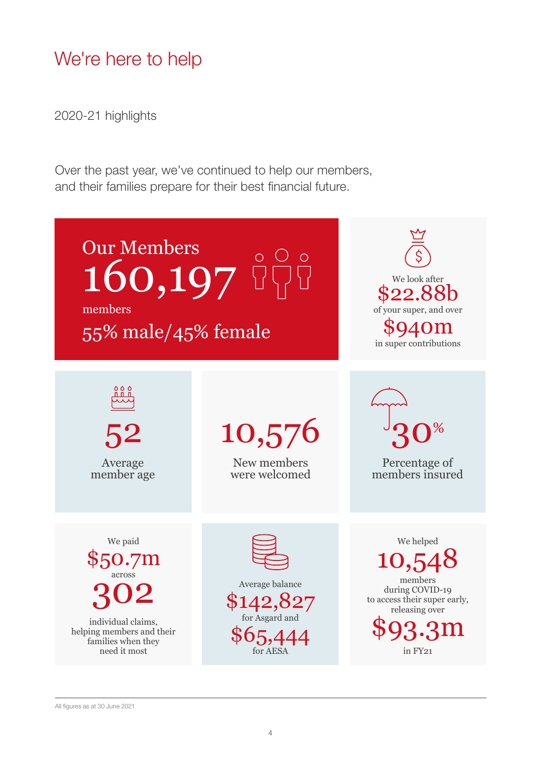# We're here to help

2020-21 highlights

Over the past year, we've continued to help our members, and their families prepare for their best financial future.

**Our Members**
**160,197**
members
55% male/45% female

We look after
**$22.88b**
of your super, and over
**$940m**
in super contributions

**52**
Average member age

**10,576**
New members were welcomed

**30%**
Percentage of members insured

We paid
**$50.7m**
across
**302**
individual claims, helping members and their families when they need it most

Average balance
**$142,827**
for Asgard and
**$65,444**
for AESA

We helped
**10,548**
members during COVID-19 to access their super early, releasing over
**$93.3m**
in FY21

All figures as at 30 June 2021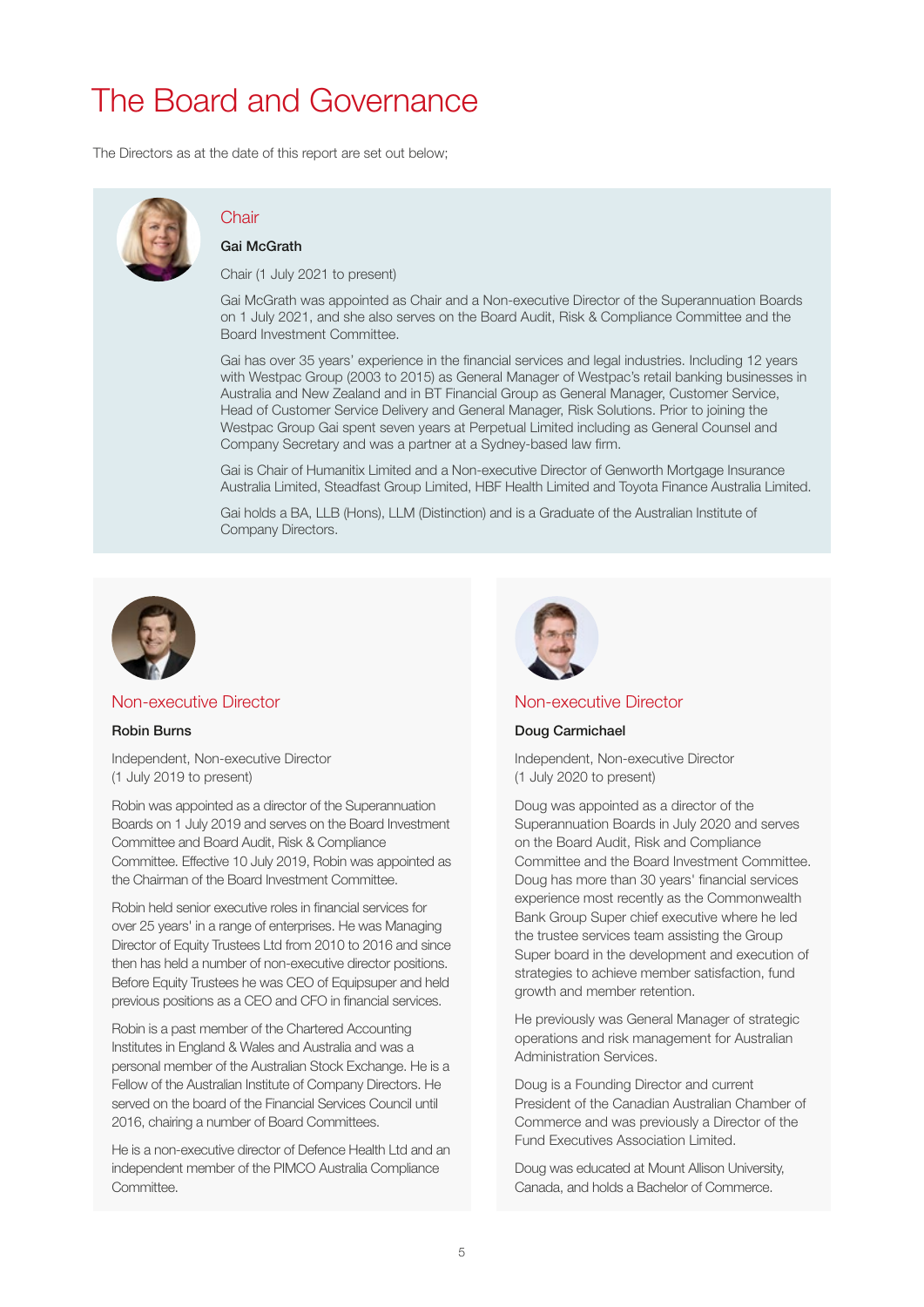# The Board and Governance

The Directors as at the date of this report are set out below;

## Chair

**Gai McGrath**

Chair (1 July 2021 to present)

Gai McGrath was appointed as Chair and a Non-executive Director of the Superannuation Boards on 1 July 2021, and she also serves on the Board Audit, Risk & Compliance Committee and the Board Investment Committee.

Gai has over 35 years' experience in the financial services and legal industries. Including 12 years with Westpac Group (2003 to 2015) as General Manager of Westpac's retail banking businesses in Australia and New Zealand and in BT Financial Group as General Manager, Customer Service, Head of Customer Service Delivery and General Manager, Risk Solutions. Prior to joining the Westpac Group Gai spent seven years at Perpetual Limited including as General Counsel and Company Secretary and was a partner at a Sydney-based law firm.

Gai is Chair of Humanitix Limited and a Non-executive Director of Genworth Mortgage Insurance Australia Limited, Steadfast Group Limited, HBF Health Limited and Toyota Finance Australia Limited.

Gai holds a BA, LLB (Hons), LLM (Distinction) and is a Graduate of the Australian Institute of Company Directors.

## Non-executive Director

**Robin Burns**

Independent, Non-executive Director
(1 July 2019 to present)

Robin was appointed as a director of the Superannuation Boards on 1 July 2019 and serves on the Board Investment Committee and Board Audit, Risk & Compliance Committee. Effective 10 July 2019, Robin was appointed as the Chairman of the Board Investment Committee.

Robin held senior executive roles in financial services for over 25 years' in a range of enterprises. He was Managing Director of Equity Trustees Ltd from 2010 to 2016 and since then has held a number of non-executive director positions. Before Equity Trustees he was CEO of Equipsuper and held previous positions as a CEO and CFO in financial services.

Robin is a past member of the Chartered Accounting Institutes in England & Wales and Australia and was a personal member of the Australian Stock Exchange. He is a Fellow of the Australian Institute of Company Directors. He served on the board of the Financial Services Council until 2016, chairing a number of Board Committees.

He is a non-executive director of Defence Health Ltd and an independent member of the PIMCO Australia Compliance Committee.

## Non-executive Director

**Doug Carmichael**

Independent, Non-executive Director
(1 July 2020 to present)

Doug was appointed as a director of the Superannuation Boards in July 2020 and serves on the Board Audit, Risk and Compliance Committee and the Board Investment Committee. Doug has more than 30 years' financial services experience most recently as the Commonwealth Bank Group Super chief executive where he led the trustee services team assisting the Group Super board in the development and execution of strategies to achieve member satisfaction, fund growth and member retention.

He previously was General Manager of strategic operations and risk management for Australian Administration Services.

Doug is a Founding Director and current President of the Canadian Australian Chamber of Commerce and was previously a Director of the Fund Executives Association Limited.

Doug was educated at Mount Allison University, Canada, and holds a Bachelor of Commerce.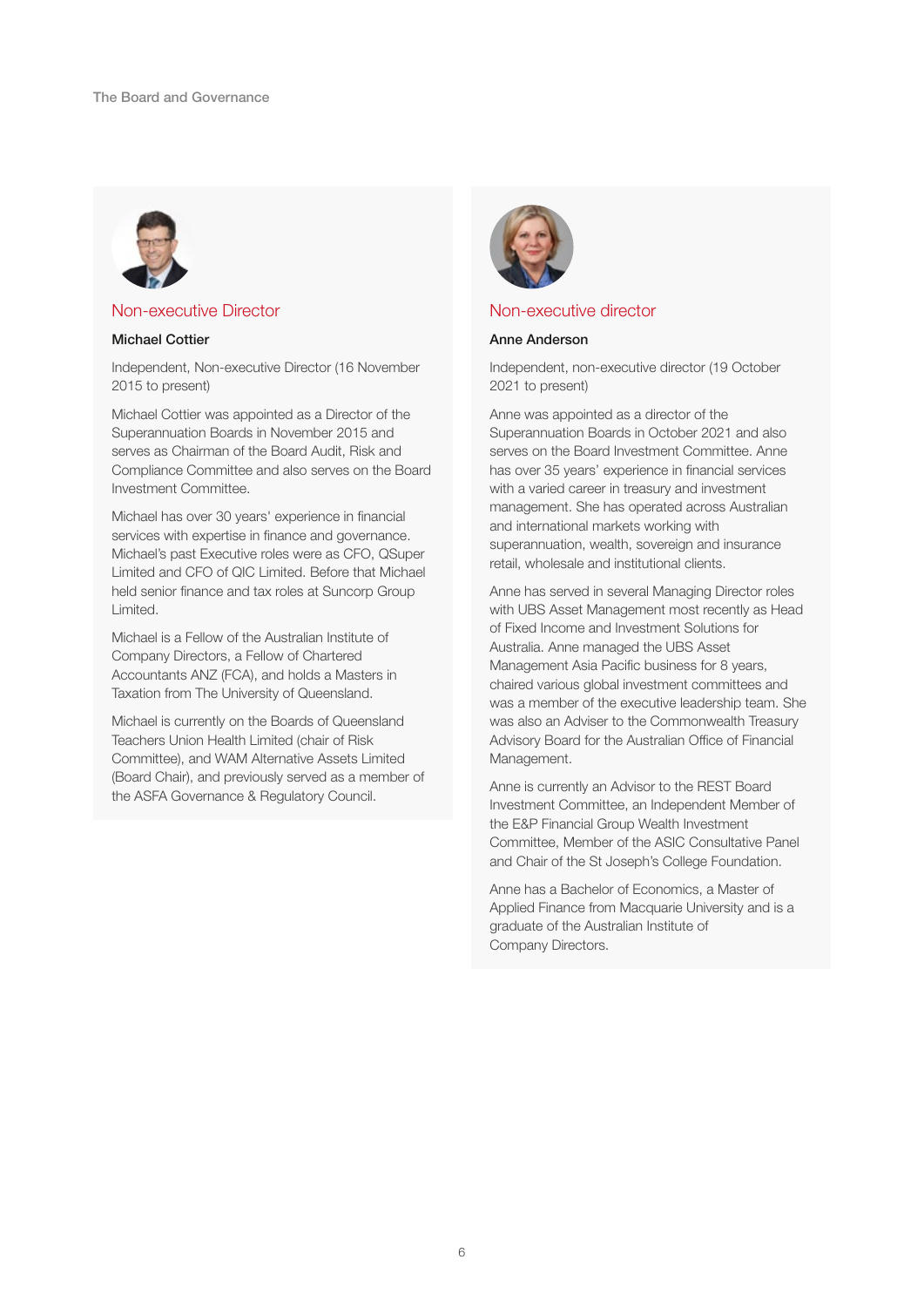## Non-executive Director

**Michael Cottier**

Independent, Non-executive Director (16 November 2015 to present)

Michael Cottier was appointed as a Director of the Superannuation Boards in November 2015 and serves as Chairman of the Board Audit, Risk and Compliance Committee and also serves on the Board Investment Committee.

Michael has over 30 years' experience in financial services with expertise in finance and governance. Michael's past Executive roles were as CFO, QSuper Limited and CFO of QIC Limited. Before that Michael held senior finance and tax roles at Suncorp Group Limited.

Michael is a Fellow of the Australian Institute of Company Directors, a Fellow of Chartered Accountants ANZ (FCA), and holds a Masters in Taxation from The University of Queensland.

Michael is currently on the Boards of Queensland Teachers Union Health Limited (chair of Risk Committee), and WAM Alternative Assets Limited (Board Chair), and previously served as a member of the ASFA Governance & Regulatory Council.

## Non-executive director

**Anne Anderson**

Independent, non-executive director (19 October 2021 to present)

Anne was appointed as a director of the Superannuation Boards in October 2021 and also serves on the Board Investment Committee. Anne has over 35 years' experience in financial services with a varied career in treasury and investment management. She has operated across Australian and international markets working with superannuation, wealth, sovereign and insurance retail, wholesale and institutional clients.

Anne has served in several Managing Director roles with UBS Asset Management most recently as Head of Fixed Income and Investment Solutions for Australia. Anne managed the UBS Asset Management Asia Pacific business for 8 years, chaired various global investment committees and was a member of the executive leadership team. She was also an Adviser to the Commonwealth Treasury Advisory Board for the Australian Office of Financial Management.

Anne is currently an Advisor to the REST Board Investment Committee, an Independent Member of the E&P Financial Group Wealth Investment Committee, Member of the ASIC Consultative Panel and Chair of the St Joseph's College Foundation.

Anne has a Bachelor of Economics, a Master of Applied Finance from Macquarie University and is a graduate of the Australian Institute of Company Directors.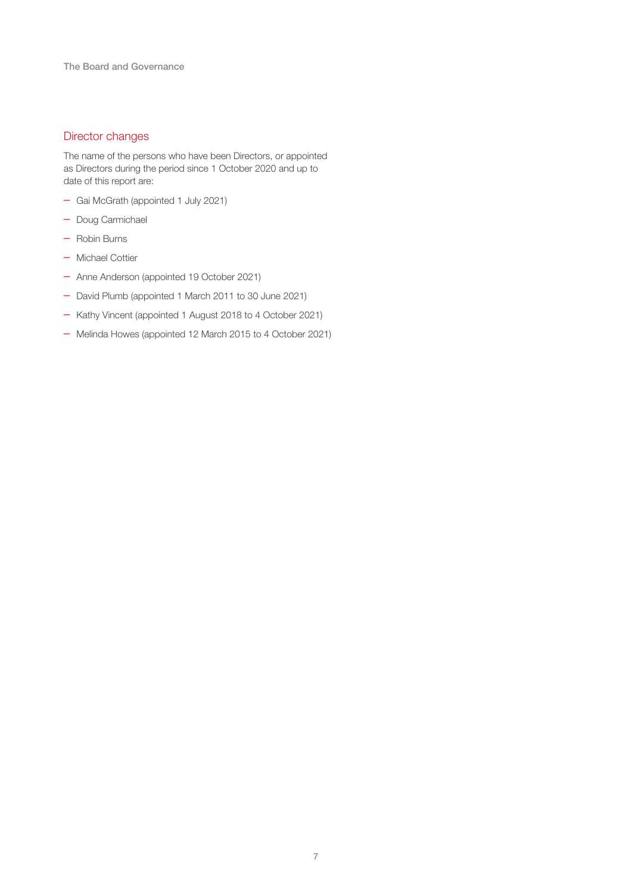## Director changes

The name of the persons who have been Directors, or appointed as Directors during the period since 1 October 2020 and up to date of this report are:

- Gai McGrath (appointed 1 July 2021)
- Doug Carmichael
- Robin Burns
- Michael Cottier
- Anne Anderson (appointed 19 October 2021)
- David Plumb (appointed 1 March 2011 to 30 June 2021)
- Kathy Vincent (appointed 1 August 2018 to 4 October 2021)
- Melinda Howes (appointed 12 March 2015 to 4 October 2021)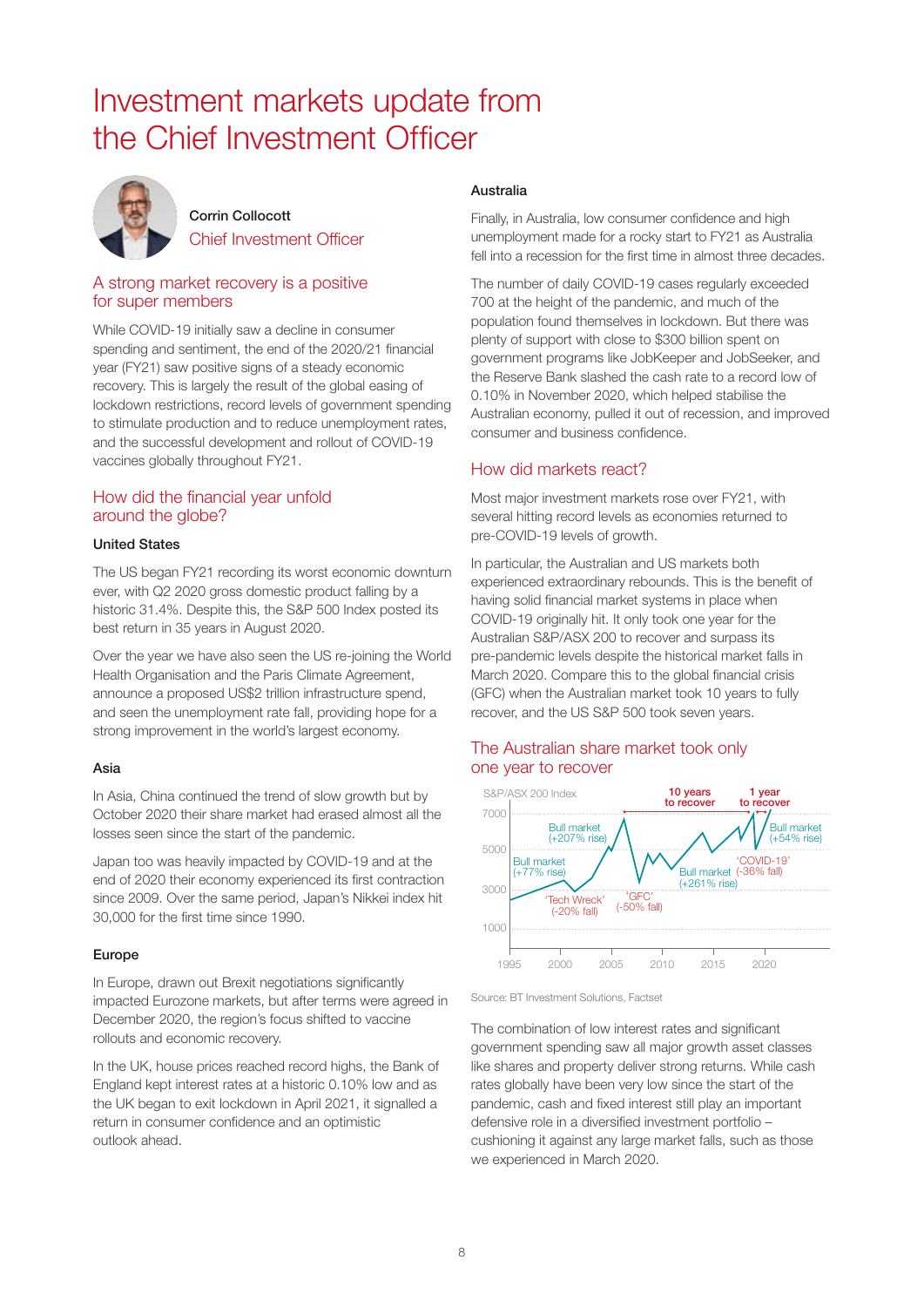# Investment markets update from the Chief Investment Officer

**Corrin Collocott**
Chief Investment Officer

## A strong market recovery is a positive for super members

While COVID-19 initially saw a decline in consumer spending and sentiment, the end of the 2020/21 financial year (FY21) saw positive signs of a steady economic recovery. This is largely the result of the global easing of lockdown restrictions, record levels of government spending to stimulate production and to reduce unemployment rates, and the successful development and rollout of COVID-19 vaccines globally throughout FY21.

## How did the financial year unfold around the globe?

### United States

The US began FY21 recording its worst economic downturn ever, with Q2 2020 gross domestic product falling by a historic 31.4%. Despite this, the S&P 500 Index posted its best return in 35 years in August 2020.

Over the year we have also seen the US re-joining the World Health Organisation and the Paris Climate Agreement, announce a proposed US$2 trillion infrastructure spend, and seen the unemployment rate fall, providing hope for a strong improvement in the world's largest economy.

### Asia

In Asia, China continued the trend of slow growth but by October 2020 their share market had erased almost all the losses seen since the start of the pandemic.

Japan too was heavily impacted by COVID-19 and at the end of 2020 their economy experienced its first contraction since 2009. Over the same period, Japan's Nikkei index hit 30,000 for the first time since 1990.

### Europe

In Europe, drawn out Brexit negotiations significantly impacted Eurozone markets, but after terms were agreed in December 2020, the region's focus shifted to vaccine rollouts and economic recovery.

In the UK, house prices reached record highs, the Bank of England kept interest rates at a historic 0.10% low and as the UK began to exit lockdown in April 2021, it signalled a return in consumer confidence and an optimistic outlook ahead.

### Australia

Finally, in Australia, low consumer confidence and high unemployment made for a rocky start to FY21 as Australia fell into a recession for the first time in almost three decades.

The number of daily COVID-19 cases regularly exceeded 700 at the height of the pandemic, and much of the population found themselves in lockdown. But there was plenty of support with close to $300 billion spent on government programs like JobKeeper and JobSeeker, and the Reserve Bank slashed the cash rate to a record low of 0.10% in November 2020, which helped stabilise the Australian economy, pulled it out of recession, and improved consumer and business confidence.

## How did markets react?

Most major investment markets rose over FY21, with several hitting record levels as economies returned to pre-COVID-19 levels of growth.

In particular, the Australian and US markets both experienced extraordinary rebounds. This is the benefit of having solid financial market systems in place when COVID-19 originally hit. It only took one year for the Australian S&P/ASX 200 to recover and surpass its pre-pandemic levels despite the historical market falls in March 2020. Compare this to the global financial crisis (GFC) when the Australian market took 10 years to fully recover, and the US S&P 500 took seven years.

## The Australian share market took only one year to recover

S&P/ASX 200 Index

Chart labels: Bull market (+77% rise); 'Tech Wreck' (-20% fall); Bull market (+207% rise); 'GFC' (-50% fall); 10 years to recover; Bull market (+261% rise); 'COVID-19' (-36% fall); 1 year to recover; Bull market (+54% rise). Y-axis: 1000, 3000, 5000, 7000. X-axis: 1995, 2000, 2005, 2010, 2015, 2020.

Source: BT Investment Solutions, Factset

The combination of low interest rates and significant government spending saw all major growth asset classes like shares and property deliver strong returns. While cash rates globally have been very low since the start of the pandemic, cash and fixed interest still play an important defensive role in a diversified investment portfolio – cushioning it against any large market falls, such as those we experienced in March 2020.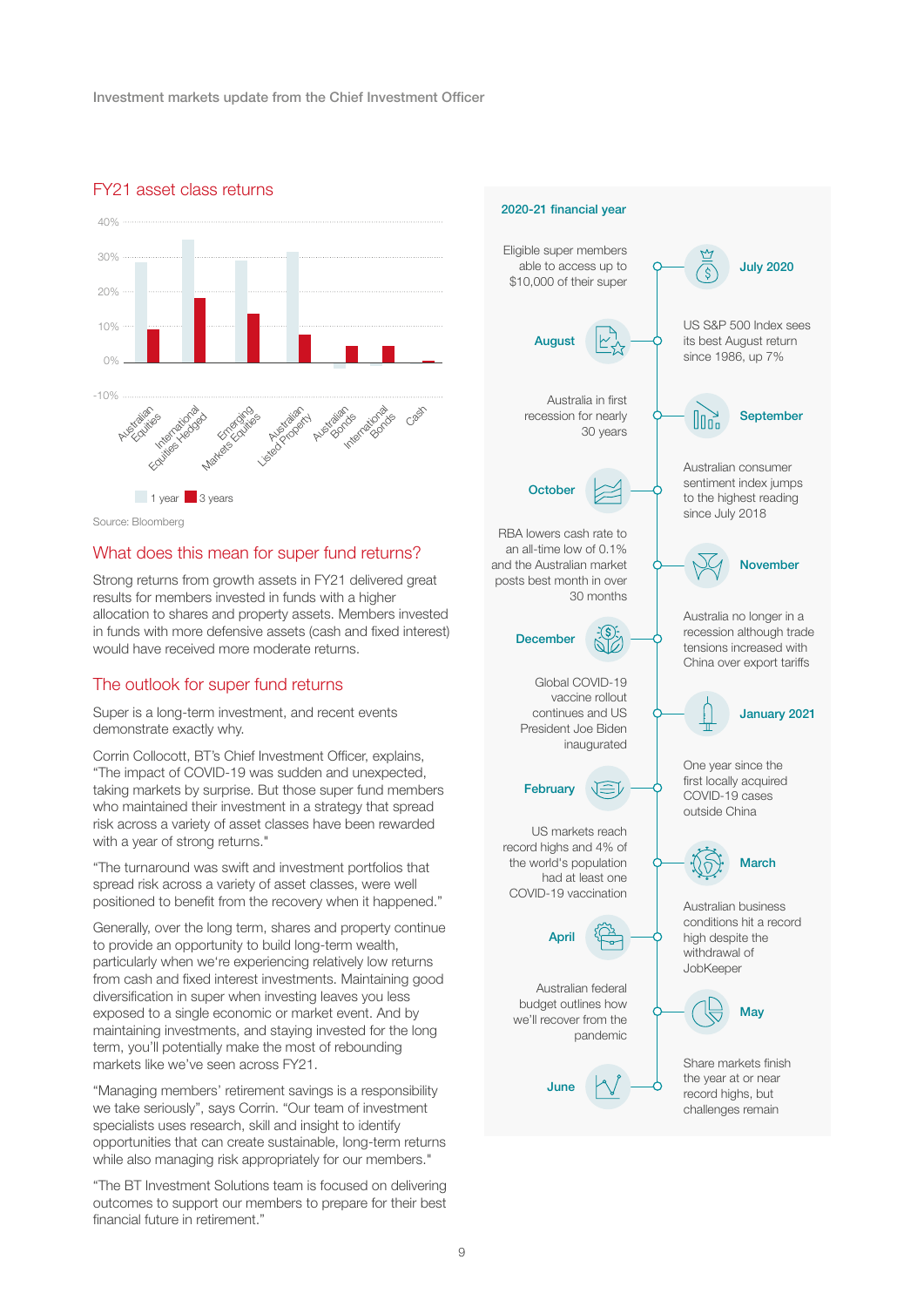## FY21 asset class returns

Source: Bloomberg

## What does this mean for super fund returns?

Strong returns from growth assets in FY21 delivered great results for members invested in funds with a higher allocation to shares and property assets. Members invested in funds with more defensive assets (cash and fixed interest) would have received more moderate returns.

## The outlook for super fund returns

Super is a long-term investment, and recent events demonstrate exactly why.

Corrin Collocott, BT's Chief Investment Officer, explains, "The impact of COVID-19 was sudden and unexpected, taking markets by surprise. But those super fund members who maintained their investment in a strategy that spread risk across a variety of asset classes have been rewarded with a year of strong returns."

"The turnaround was swift and investment portfolios that spread risk across a variety of asset classes, were well positioned to benefit from the recovery when it happened."

Generally, over the long term, shares and property continue to provide an opportunity to build long-term wealth, particularly when we're experiencing relatively low returns from cash and fixed interest investments. Maintaining good diversification in super when investing leaves you less exposed to a single economic or market event. And by maintaining investments, and staying invested for the long term, you'll potentially make the most of rebounding markets like we've seen across FY21.

"Managing members' retirement savings is a responsibility we take seriously", says Corrin. "Our team of investment specialists uses research, skill and insight to identify opportunities that can create sustainable, long-term returns while also managing risk appropriately for our members."

"The BT Investment Solutions team is focused on delivering outcomes to support our members to prepare for their best financial future in retirement."

### 2020-21 financial year

**July 2020** – Eligible super members able to access up to $10,000 of their super

**August** – US S&P 500 Index sees its best August return since 1986, up 7%

**September** – Australia in first recession for nearly 30 years

**October** – Australian consumer sentiment index jumps to the highest reading since July 2018

**November** – RBA lowers cash rate to an all-time low of 0.1% and the Australian market posts best month in over 30 months

**December** – Australia no longer in a recession although trade tensions increased with China over export tariffs

**January 2021** – Global COVID-19 vaccine rollout continues and US President Joe Biden inaugurated

**February** – One year since the first locally acquired COVID-19 cases outside China

**March** – US markets reach record highs and 4% of the world's population had at least one COVID-19 vaccination

**April** – Australian business conditions hit a record high despite the withdrawal of JobKeeper

**May** – Australian federal budget outlines how we'll recover from the pandemic

**June** – Share markets finish the year at or near record highs, but challenges remain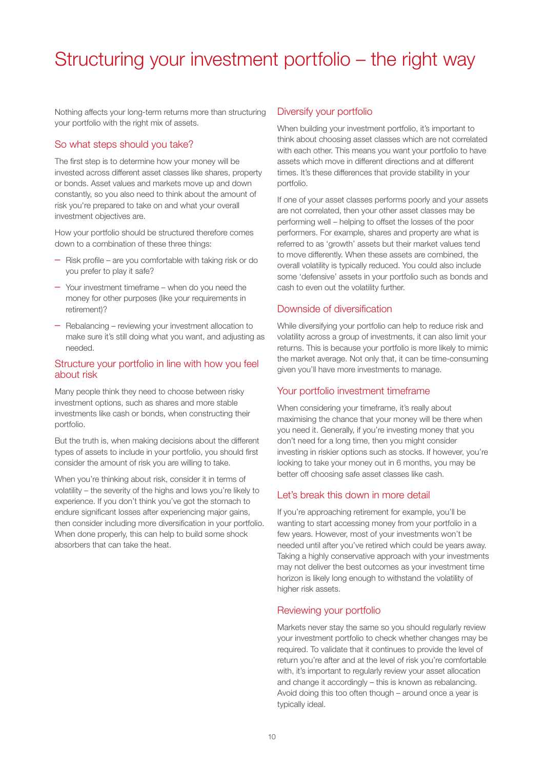# Structuring your investment portfolio – the right way

Nothing affects your long-term returns more than structuring your portfolio with the right mix of assets.

## So what steps should you take?

The first step is to determine how your money will be invested across different asset classes like shares, property or bonds. Asset values and markets move up and down constantly, so you also need to think about the amount of risk you're prepared to take on and what your overall investment objectives are.

How your portfolio should be structured therefore comes down to a combination of these three things:

- Risk profile – are you comfortable with taking risk or do you prefer to play it safe?
- Your investment timeframe – when do you need the money for other purposes (like your requirements in retirement)?
- Rebalancing – reviewing your investment allocation to make sure it's still doing what you want, and adjusting as needed.

## Structure your portfolio in line with how you feel about risk

Many people think they need to choose between risky investment options, such as shares and more stable investments like cash or bonds, when constructing their portfolio.

But the truth is, when making decisions about the different types of assets to include in your portfolio, you should first consider the amount of risk you are willing to take.

When you're thinking about risk, consider it in terms of volatility – the severity of the highs and lows you're likely to experience. If you don't think you've got the stomach to endure significant losses after experiencing major gains, then consider including more diversification in your portfolio. When done properly, this can help to build some shock absorbers that can take the heat.

## Diversify your portfolio

When building your investment portfolio, it's important to think about choosing asset classes which are not correlated with each other. This means you want your portfolio to have assets which move in different directions and at different times. It's these differences that provide stability in your portfolio.

If one of your asset classes performs poorly and your assets are not correlated, then your other asset classes may be performing well – helping to offset the losses of the poor performers. For example, shares and property are what is referred to as 'growth' assets but their market values tend to move differently. When these assets are combined, the overall volatility is typically reduced. You could also include some 'defensive' assets in your portfolio such as bonds and cash to even out the volatility further.

## Downside of diversification

While diversifying your portfolio can help to reduce risk and volatility across a group of investments, it can also limit your returns. This is because your portfolio is more likely to mimic the market average. Not only that, it can be time-consuming given you'll have more investments to manage.

## Your portfolio investment timeframe

When considering your timeframe, it's really about maximising the chance that your money will be there when you need it. Generally, if you're investing money that you don't need for a long time, then you might consider investing in riskier options such as stocks. If however, you're looking to take your money out in 6 months, you may be better off choosing safe asset classes like cash.

## Let's break this down in more detail

If you're approaching retirement for example, you'll be wanting to start accessing money from your portfolio in a few years. However, most of your investments won't be needed until after you've retired which could be years away. Taking a highly conservative approach with your investments may not deliver the best outcomes as your investment time horizon is likely long enough to withstand the volatility of higher risk assets.

## Reviewing your portfolio

Markets never stay the same so you should regularly review your investment portfolio to check whether changes may be required. To validate that it continues to provide the level of return you're after and at the level of risk you're comfortable with, it's important to regularly review your asset allocation and change it accordingly – this is known as rebalancing. Avoid doing this too often though – around once a year is typically ideal.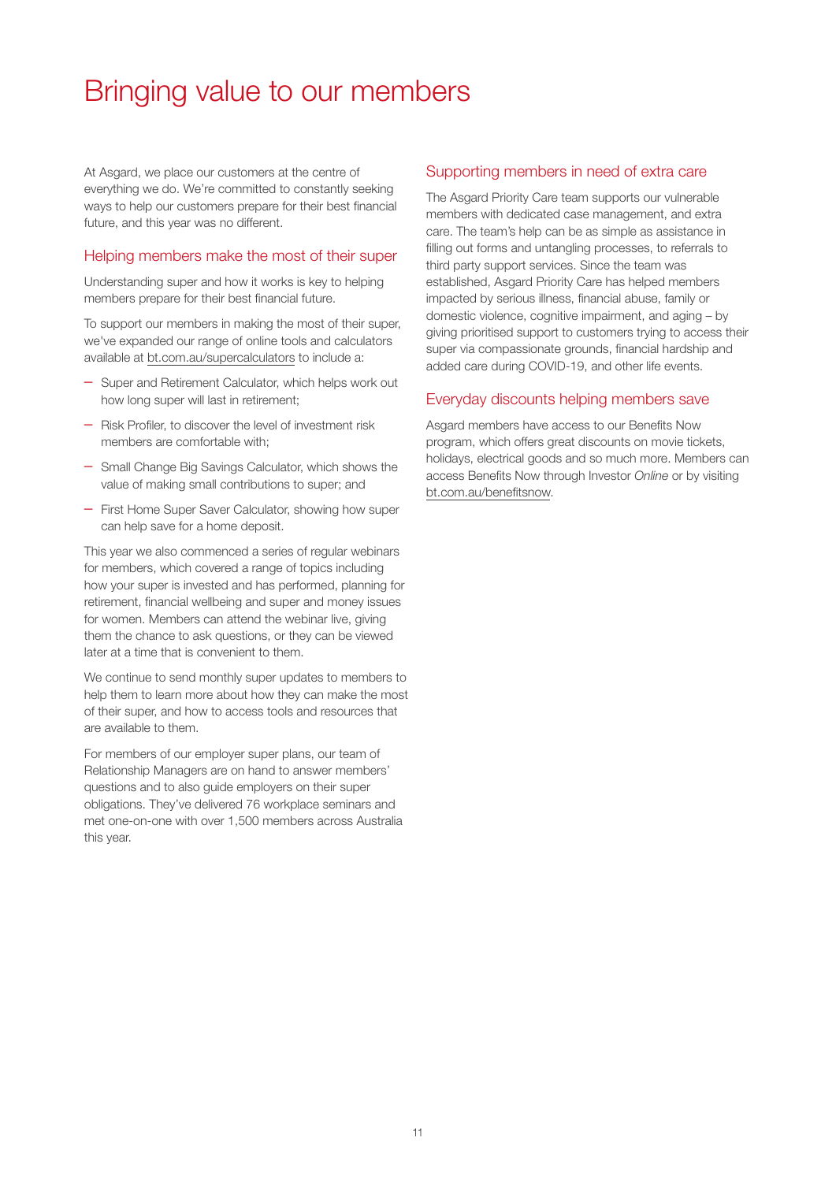# Bringing value to our members

At Asgard, we place our customers at the centre of everything we do. We're committed to constantly seeking ways to help our customers prepare for their best financial future, and this year was no different.

## Helping members make the most of their super

Understanding super and how it works is key to helping members prepare for their best financial future.

To support our members in making the most of their super, we've expanded our range of online tools and calculators available at bt.com.au/supercalculators to include a:

- Super and Retirement Calculator, which helps work out how long super will last in retirement;
- Risk Profiler, to discover the level of investment risk members are comfortable with;
- Small Change Big Savings Calculator, which shows the value of making small contributions to super; and
- First Home Super Saver Calculator, showing how super can help save for a home deposit.

This year we also commenced a series of regular webinars for members, which covered a range of topics including how your super is invested and has performed, planning for retirement, financial wellbeing and super and money issues for women. Members can attend the webinar live, giving them the chance to ask questions, or they can be viewed later at a time that is convenient to them.

We continue to send monthly super updates to members to help them to learn more about how they can make the most of their super, and how to access tools and resources that are available to them.

For members of our employer super plans, our team of Relationship Managers are on hand to answer members' questions and to also guide employers on their super obligations. They've delivered 76 workplace seminars and met one-on-one with over 1,500 members across Australia this year.

## Supporting members in need of extra care

The Asgard Priority Care team supports our vulnerable members with dedicated case management, and extra care. The team's help can be as simple as assistance in filling out forms and untangling processes, to referrals to third party support services. Since the team was established, Asgard Priority Care has helped members impacted by serious illness, financial abuse, family or domestic violence, cognitive impairment, and aging – by giving prioritised support to customers trying to access their super via compassionate grounds, financial hardship and added care during COVID-19, and other life events.

## Everyday discounts helping members save

Asgard members have access to our Benefits Now program, which offers great discounts on movie tickets, holidays, electrical goods and so much more. Members can access Benefits Now through Investor *Online* or by visiting bt.com.au/benefitsnow.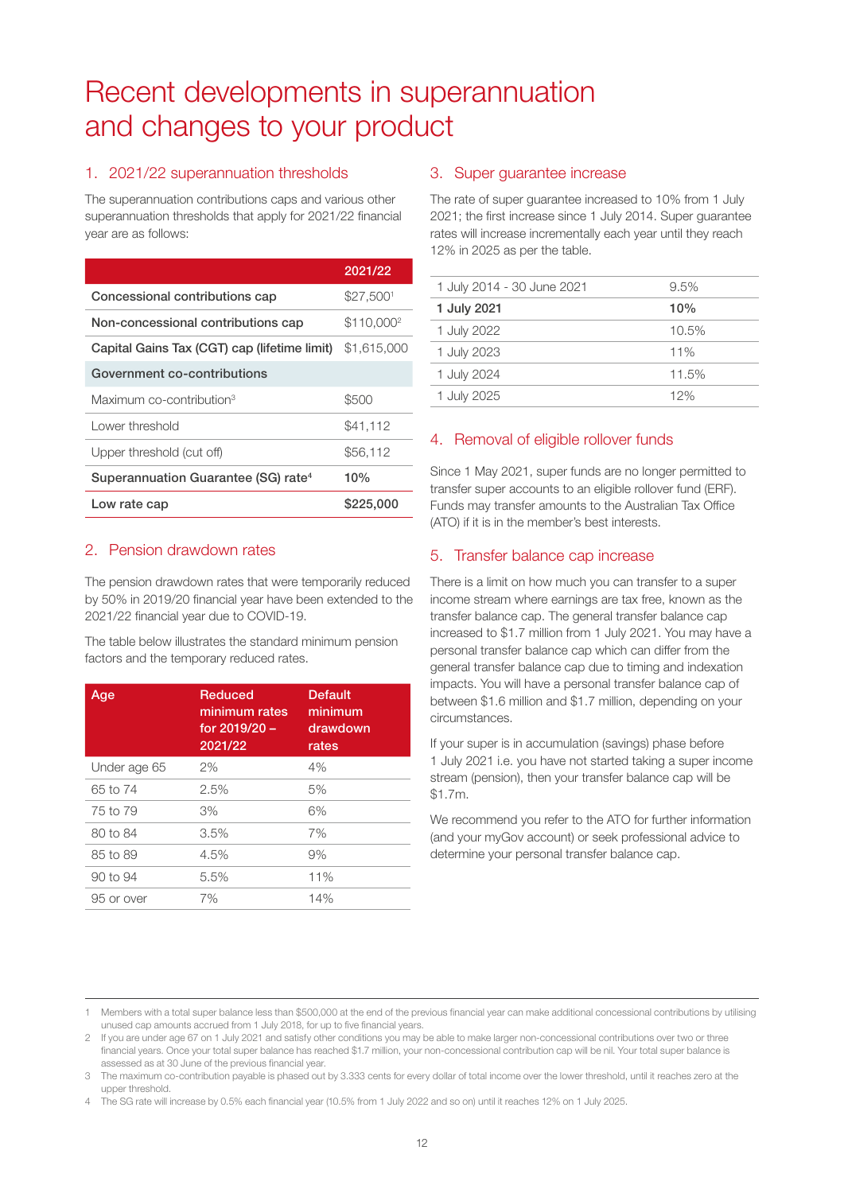# Recent developments in superannuation and changes to your product

## 1. 2021/22 superannuation thresholds

The superannuation contributions caps and various other superannuation thresholds that apply for 2021/22 financial year are as follows:

| | 2021/22 |
|---|---|
| **Concessional contributions cap** | $27,500[1] |
| **Non-concessional contributions cap** | $110,000[2] |
| **Capital Gains Tax (CGT) cap (lifetime limit)** | $1,615,000 |
| **Government co-contributions** | |
| Maximum co-contribution[3] | $500 |
| Lower threshold | $41,112 |
| Upper threshold (cut off) | $56,112 |
| **Superannuation Guarantee (SG) rate[4]** | **10%** |
| **Low rate cap** | **$225,000** |

## 2. Pension drawdown rates

The pension drawdown rates that were temporarily reduced by 50% in 2019/20 financial year have been extended to the 2021/22 financial year due to COVID-19.

The table below illustrates the standard minimum pension factors and the temporary reduced rates.

| Age | Reduced minimum rates for 2019/20 – 2021/22 | Default minimum drawdown rates |
|---|---|---|
| Under age 65 | 2% | 4% |
| 65 to 74 | 2.5% | 5% |
| 75 to 79 | 3% | 6% |
| 80 to 84 | 3.5% | 7% |
| 85 to 89 | 4.5% | 9% |
| 90 to 94 | 5.5% | 11% |
| 95 or over | 7% | 14% |

## 3. Super guarantee increase

The rate of super guarantee increased to 10% from 1 July 2021; the first increase since 1 July 2014. Super guarantee rates will increase incrementally each year until they reach 12% in 2025 as per the table.

| | |
|---|---|
| 1 July 2014 - 30 June 2021 | 9.5% |
| **1 July 2021** | **10%** |
| 1 July 2022 | 10.5% |
| 1 July 2023 | 11% |
| 1 July 2024 | 11.5% |
| 1 July 2025 | 12% |

## 4. Removal of eligible rollover funds

Since 1 May 2021, super funds are no longer permitted to transfer super accounts to an eligible rollover fund (ERF). Funds may transfer amounts to the Australian Tax Office (ATO) if it is in the member's best interests.

## 5. Transfer balance cap increase

There is a limit on how much you can transfer to a super income stream where earnings are tax free, known as the transfer balance cap. The general transfer balance cap increased to $1.7 million from 1 July 2021. You may have a personal transfer balance cap which can differ from the general transfer balance cap due to timing and indexation impacts. You will have a personal transfer balance cap of between $1.6 million and $1.7 million, depending on your circumstances.

If your super is in accumulation (savings) phase before 1 July 2021 i.e. you have not started taking a super income stream (pension), then your transfer balance cap will be $1.7m.

We recommend you refer to the ATO for further information (and your myGov account) or seek professional advice to determine your personal transfer balance cap.

---

1 Members with a total super balance less than $500,000 at the end of the previous financial year can make additional concessional contributions by utilising unused cap amounts accrued from 1 July 2018, for up to five financial years.

2 If you are under age 67 on 1 July 2021 and satisfy other conditions you may be able to make larger non-concessional contributions over two or three financial years. Once your total super balance has reached $1.7 million, your non-concessional contribution cap will be nil. Your total super balance is assessed as at 30 June of the previous financial year.

3 The maximum co-contribution payable is phased out by 3.333 cents for every dollar of total income over the lower threshold, until it reaches zero at the upper threshold.

4 The SG rate will increase by 0.5% each financial year (10.5% from 1 July 2022 and so on) until it reaches 12% on 1 July 2025.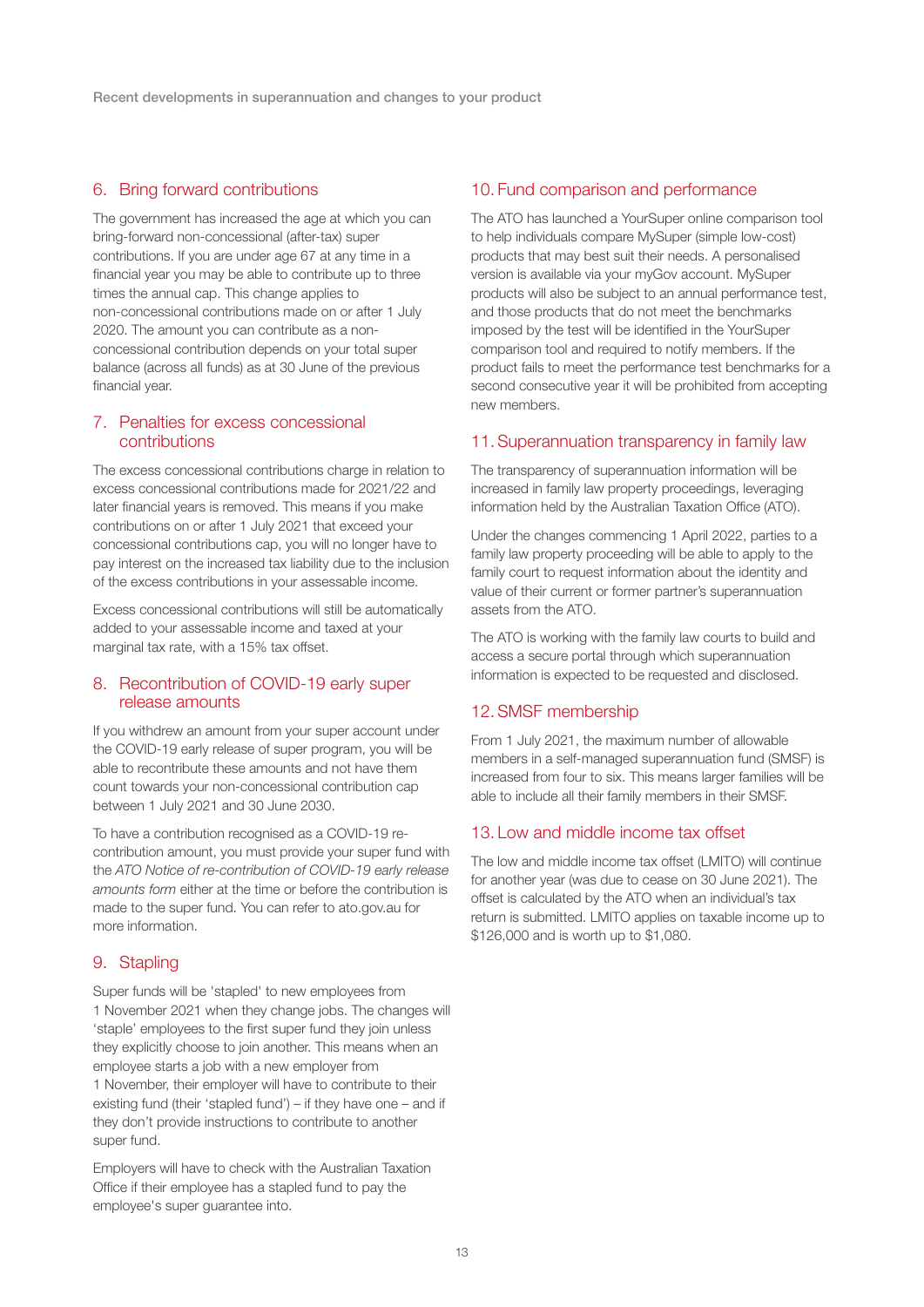## 6. Bring forward contributions

The government has increased the age at which you can bring-forward non-concessional (after-tax) super contributions. If you are under age 67 at any time in a financial year you may be able to contribute up to three times the annual cap. This change applies to non-concessional contributions made on or after 1 July 2020. The amount you can contribute as a non-concessional contribution depends on your total super balance (across all funds) as at 30 June of the previous financial year.

## 7. Penalties for excess concessional contributions

The excess concessional contributions charge in relation to excess concessional contributions made for 2021/22 and later financial years is removed. This means if you make contributions on or after 1 July 2021 that exceed your concessional contributions cap, you will no longer have to pay interest on the increased tax liability due to the inclusion of the excess contributions in your assessable income.

Excess concessional contributions will still be automatically added to your assessable income and taxed at your marginal tax rate, with a 15% tax offset.

## 8. Recontribution of COVID-19 early super release amounts

If you withdrew an amount from your super account under the COVID-19 early release of super program, you will be able to recontribute these amounts and not have them count towards your non-concessional contribution cap between 1 July 2021 and 30 June 2030.

To have a contribution recognised as a COVID-19 re-contribution amount, you must provide your super fund with the *ATO Notice of re-contribution of COVID-19 early release amounts form* either at the time or before the contribution is made to the super fund. You can refer to ato.gov.au for more information.

## 9. Stapling

Super funds will be 'stapled' to new employees from 1 November 2021 when they change jobs. The changes will 'staple' employees to the first super fund they join unless they explicitly choose to join another. This means when an employee starts a job with a new employer from 1 November, their employer will have to contribute to their existing fund (their 'stapled fund') – if they have one – and if they don't provide instructions to contribute to another super fund.

Employers will have to check with the Australian Taxation Office if their employee has a stapled fund to pay the employee's super guarantee into.

## 10. Fund comparison and performance

The ATO has launched a YourSuper online comparison tool to help individuals compare MySuper (simple low-cost) products that may best suit their needs. A personalised version is available via your myGov account. MySuper products will also be subject to an annual performance test, and those products that do not meet the benchmarks imposed by the test will be identified in the YourSuper comparison tool and required to notify members. If the product fails to meet the performance test benchmarks for a second consecutive year it will be prohibited from accepting new members.

## 11. Superannuation transparency in family law

The transparency of superannuation information will be increased in family law property proceedings, leveraging information held by the Australian Taxation Office (ATO).

Under the changes commencing 1 April 2022, parties to a family law property proceeding will be able to apply to the family court to request information about the identity and value of their current or former partner's superannuation assets from the ATO.

The ATO is working with the family law courts to build and access a secure portal through which superannuation information is expected to be requested and disclosed.

## 12. SMSF membership

From 1 July 2021, the maximum number of allowable members in a self-managed superannuation fund (SMSF) is increased from four to six. This means larger families will be able to include all their family members in their SMSF.

## 13. Low and middle income tax offset

The low and middle income tax offset (LMITO) will continue for another year (was due to cease on 30 June 2021). The offset is calculated by the ATO when an individual's tax return is submitted. LMITO applies on taxable income up to $126,000 and is worth up to $1,080.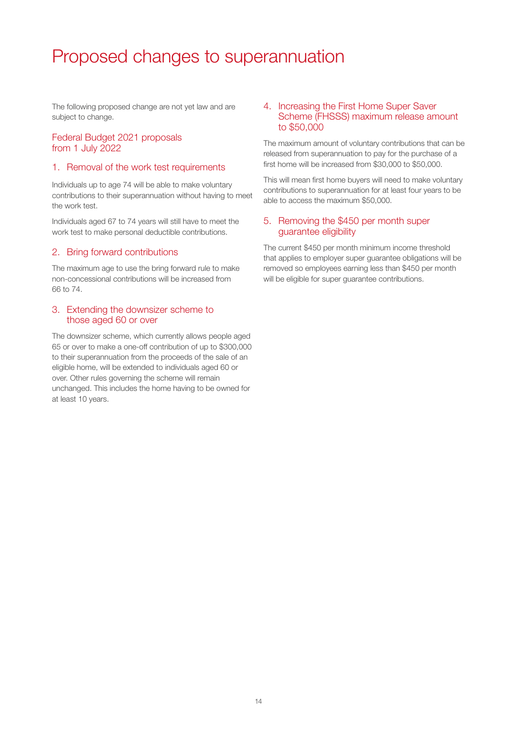# Proposed changes to superannuation

The following proposed change are not yet law and are subject to change.

## Federal Budget 2021 proposals from 1 July 2022

### 1. Removal of the work test requirements

Individuals up to age 74 will be able to make voluntary contributions to their superannuation without having to meet the work test.

Individuals aged 67 to 74 years will still have to meet the work test to make personal deductible contributions.

### 2. Bring forward contributions

The maximum age to use the bring forward rule to make non-concessional contributions will be increased from 66 to 74.

### 3. Extending the downsizer scheme to those aged 60 or over

The downsizer scheme, which currently allows people aged 65 or over to make a one-off contribution of up to $300,000 to their superannuation from the proceeds of the sale of an eligible home, will be extended to individuals aged 60 or over. Other rules governing the scheme will remain unchanged. This includes the home having to be owned for at least 10 years.

### 4. Increasing the First Home Super Saver Scheme (FHSSS) maximum release amount to $50,000

The maximum amount of voluntary contributions that can be released from superannuation to pay for the purchase of a first home will be increased from $30,000 to $50,000.

This will mean first home buyers will need to make voluntary contributions to superannuation for at least four years to be able to access the maximum $50,000.

### 5. Removing the $450 per month super guarantee eligibility

The current $450 per month minimum income threshold that applies to employer super guarantee obligations will be removed so employees earning less than $450 per month will be eligible for super guarantee contributions.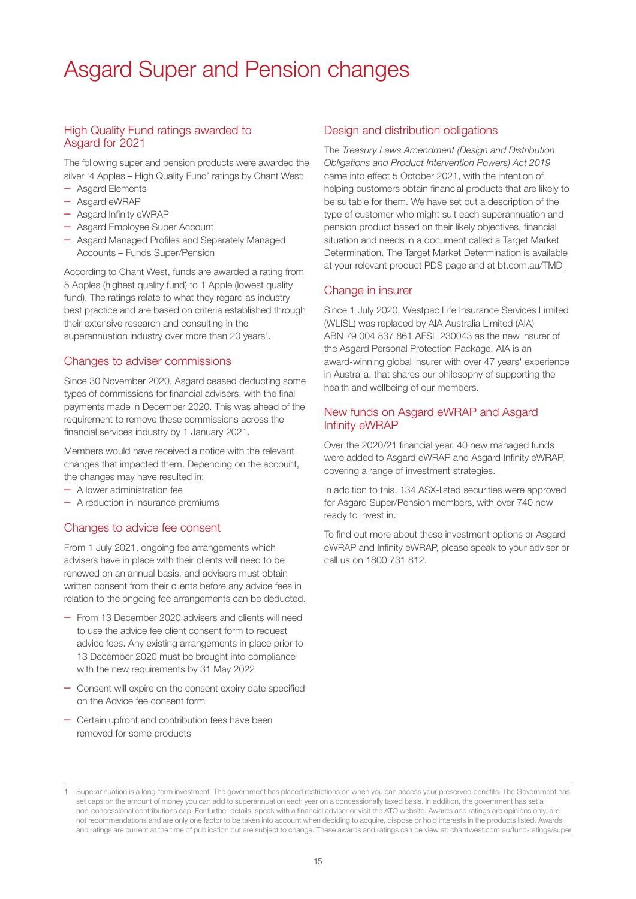# Asgard Super and Pension changes

## High Quality Fund ratings awarded to Asgard for 2021

The following super and pension products were awarded the silver '4 Apples – High Quality Fund' ratings by Chant West:

- Asgard Elements
- Asgard eWRAP
- Asgard Infinity eWRAP
- Asgard Employee Super Account
- Asgard Managed Profiles and Separately Managed Accounts – Funds Super/Pension

According to Chant West, funds are awarded a rating from 5 Apples (highest quality fund) to 1 Apple (lowest quality fund). The ratings relate to what they regard as industry best practice and are based on criteria established through their extensive research and consulting in the superannuation industry over more than 20 years[1].

## Changes to adviser commissions

Since 30 November 2020, Asgard ceased deducting some types of commissions for financial advisers, with the final payments made in December 2020. This was ahead of the requirement to remove these commissions across the financial services industry by 1 January 2021.

Members would have received a notice with the relevant changes that impacted them. Depending on the account, the changes may have resulted in:

- A lower administration fee
- A reduction in insurance premiums

## Changes to advice fee consent

From 1 July 2021, ongoing fee arrangements which advisers have in place with their clients will need to be renewed on an annual basis, and advisers must obtain written consent from their clients before any advice fees in relation to the ongoing fee arrangements can be deducted.

- From 13 December 2020 advisers and clients will need to use the advice fee client consent form to request advice fees. Any existing arrangements in place prior to 13 December 2020 must be brought into compliance with the new requirements by 31 May 2022
- Consent will expire on the consent expiry date specified on the Advice fee consent form
- Certain upfront and contribution fees have been removed for some products

## Design and distribution obligations

The *Treasury Laws Amendment (Design and Distribution Obligations and Product Intervention Powers) Act 2019* came into effect 5 October 2021, with the intention of helping customers obtain financial products that are likely to be suitable for them. We have set out a description of the type of customer who might suit each superannuation and pension product based on their likely objectives, financial situation and needs in a document called a Target Market Determination. The Target Market Determination is available at your relevant product PDS page and at bt.com.au/TMD

## Change in insurer

Since 1 July 2020, Westpac Life Insurance Services Limited (WLISL) was replaced by AIA Australia Limited (AIA) ABN 79 004 837 861 AFSL 230043 as the new insurer of the Asgard Personal Protection Package. AIA is an award-winning global insurer with over 47 years' experience in Australia, that shares our philosophy of supporting the health and wellbeing of our members.

## New funds on Asgard eWRAP and Asgard Infinity eWRAP

Over the 2020/21 financial year, 40 new managed funds were added to Asgard eWRAP and Asgard Infinity eWRAP, covering a range of investment strategies.

In addition to this, 134 ASX-listed securities were approved for Asgard Super/Pension members, with over 740 now ready to invest in.

To find out more about these investment options or Asgard eWRAP and Infinity eWRAP, please speak to your adviser or call us on 1800 731 812.

---

1 Superannuation is a long-term investment. The government has placed restrictions on when you can access your preserved benefits. The Government has set caps on the amount of money you can add to superannuation each year on a concessionally taxed basis. In addition, the government has set a non-concessional contributions cap. For further details, speak with a financial adviser or visit the ATO website. Awards and ratings are opinions only, are not recommendations and are only one factor to be taken into account when deciding to acquire, dispose or hold interests in the products listed. Awards and ratings are current at the time of publication but are subject to change. These awards and ratings can be view at: chantwest.com.au/fund-ratings/super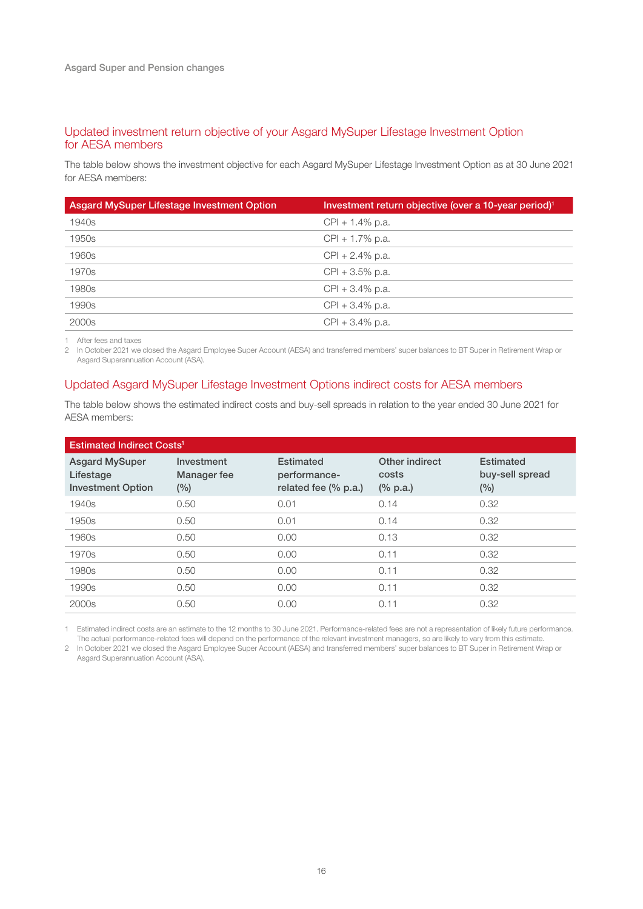## Updated investment return objective of your Asgard MySuper Lifestage Investment Option for AESA members

The table below shows the investment objective for each Asgard MySuper Lifestage Investment Option as at 30 June 2021 for AESA members:

| Asgard MySuper Lifestage Investment Option | Investment return objective (over a 10-year period)[1] |
|---|---|
| 1940s | CPI + 1.4% p.a. |
| 1950s | CPI + 1.7% p.a. |
| 1960s | CPI + 2.4% p.a. |
| 1970s | CPI + 3.5% p.a. |
| 1980s | CPI + 3.4% p.a. |
| 1990s | CPI + 3.4% p.a. |
| 2000s | CPI + 3.4% p.a. |

1 After fees and taxes
2 In October 2021 we closed the Asgard Employee Super Account (AESA) and transferred members' super balances to BT Super in Retirement Wrap or Asgard Superannuation Account (ASA).

## Updated Asgard MySuper Lifestage Investment Options indirect costs for AESA members

The table below shows the estimated indirect costs and buy-sell spreads in relation to the year ended 30 June 2021 for AESA members:

| Estimated Indirect Costs[1] | | | | |
|---|---|---|---|---|
| Asgard MySuper Lifestage Investment Option | Investment Manager fee (%) | Estimated performance-related fee (% p.a.) | Other indirect costs (% p.a.) | Estimated buy-sell spread (%) |
| 1940s | 0.50 | 0.01 | 0.14 | 0.32 |
| 1950s | 0.50 | 0.01 | 0.14 | 0.32 |
| 1960s | 0.50 | 0.00 | 0.13 | 0.32 |
| 1970s | 0.50 | 0.00 | 0.11 | 0.32 |
| 1980s | 0.50 | 0.00 | 0.11 | 0.32 |
| 1990s | 0.50 | 0.00 | 0.11 | 0.32 |
| 2000s | 0.50 | 0.00 | 0.11 | 0.32 |

1 Estimated indirect costs are an estimate to the 12 months to 30 June 2021. Performance-related fees are not a representation of likely future performance. The actual performance-related fees will depend on the performance of the relevant investment managers, so are likely to vary from this estimate.
2 In October 2021 we closed the Asgard Employee Super Account (AESA) and transferred members' super balances to BT Super in Retirement Wrap or Asgard Superannuation Account (ASA).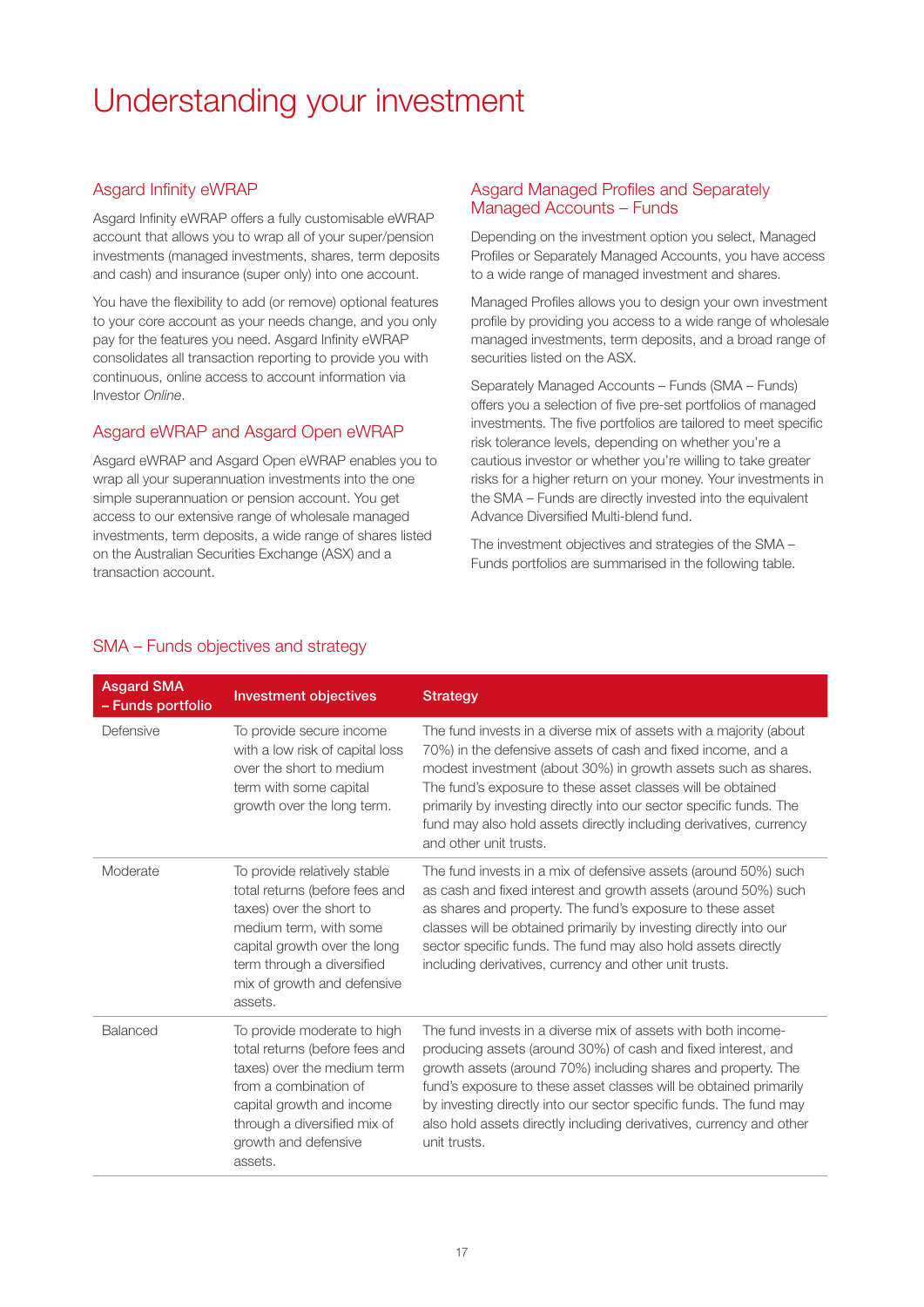# Understanding your investment

## Asgard Infinity eWRAP

Asgard Infinity eWRAP offers a fully customisable eWRAP account that allows you to wrap all of your super/pension investments (managed investments, shares, term deposits and cash) and insurance (super only) into one account.

You have the flexibility to add (or remove) optional features to your core account as your needs change, and you only pay for the features you need. Asgard Infinity eWRAP consolidates all transaction reporting to provide you with continuous, online access to account information via Investor *Online*.

## Asgard eWRAP and Asgard Open eWRAP

Asgard eWRAP and Asgard Open eWRAP enables you to wrap all your superannuation investments into the one simple superannuation or pension account. You get access to our extensive range of wholesale managed investments, term deposits, a wide range of shares listed on the Australian Securities Exchange (ASX) and a transaction account.

## Asgard Managed Profiles and Separately Managed Accounts – Funds

Depending on the investment option you select, Managed Profiles or Separately Managed Accounts, you have access to a wide range of managed investment and shares.

Managed Profiles allows you to design your own investment profile by providing you access to a wide range of wholesale managed investments, term deposits, and a broad range of securities listed on the ASX.

Separately Managed Accounts – Funds (SMA – Funds) offers you a selection of five pre-set portfolios of managed investments. The five portfolios are tailored to meet specific risk tolerance levels, depending on whether you're a cautious investor or whether you're willing to take greater risks for a higher return on your money. Your investments in the SMA – Funds are directly invested into the equivalent Advance Diversified Multi-blend fund.

The investment objectives and strategies of the SMA – Funds portfolios are summarised in the following table.

## SMA – Funds objectives and strategy

| Asgard SMA – Funds portfolio | Investment objectives | Strategy |
|---|---|---|
| Defensive | To provide secure income with a low risk of capital loss over the short to medium term with some capital growth over the long term. | The fund invests in a diverse mix of assets with a majority (about 70%) in the defensive assets of cash and fixed income, and a modest investment (about 30%) in growth assets such as shares. The fund's exposure to these asset classes will be obtained primarily by investing directly into our sector specific funds. The fund may also hold assets directly including derivatives, currency and other unit trusts. |
| Moderate | To provide relatively stable total returns (before fees and taxes) over the short to medium term, with some capital growth over the long term through a diversified mix of growth and defensive assets. | The fund invests in a mix of defensive assets (around 50%) such as cash and fixed interest and growth assets (around 50%) such as shares and property. The fund's exposure to these asset classes will be obtained primarily by investing directly into our sector specific funds. The fund may also hold assets directly including derivatives, currency and other unit trusts. |
| Balanced | To provide moderate to high total returns (before fees and taxes) over the medium term from a combination of capital growth and income through a diversified mix of growth and defensive assets. | The fund invests in a diverse mix of assets with both income-producing assets (around 30%) of cash and fixed interest, and growth assets (around 70%) including shares and property. The fund's exposure to these asset classes will be obtained primarily by investing directly into our sector specific funds. The fund may also hold assets directly including derivatives, currency and other unit trusts. |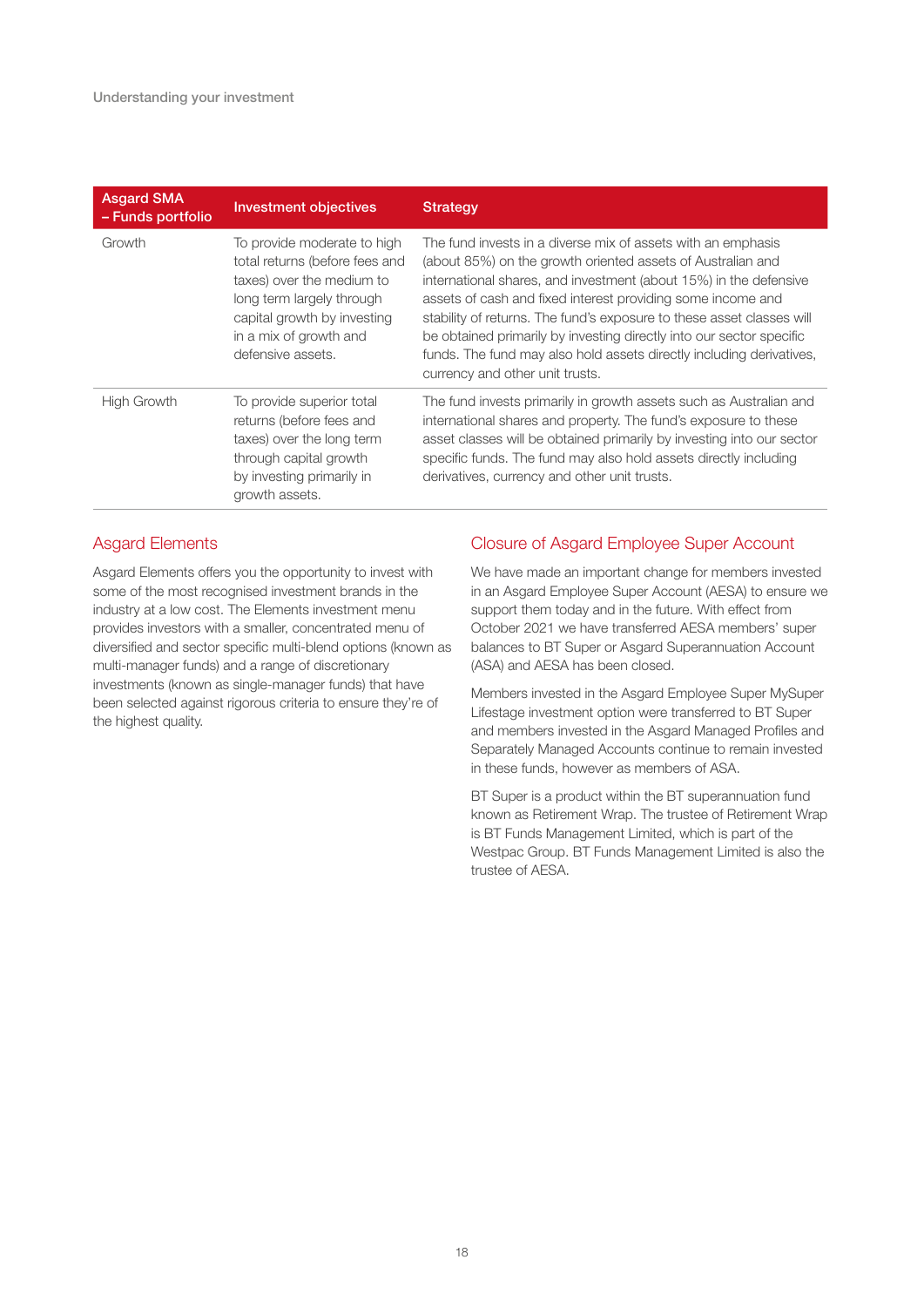| Asgard SMA – Funds portfolio | Investment objectives | Strategy |
|---|---|---|
| Growth | To provide moderate to high total returns (before fees and taxes) over the medium to long term largely through capital growth by investing in a mix of growth and defensive assets. | The fund invests in a diverse mix of assets with an emphasis (about 85%) on the growth oriented assets of Australian and international shares, and investment (about 15%) in the defensive assets of cash and fixed interest providing some income and stability of returns. The fund's exposure to these asset classes will be obtained primarily by investing directly into our sector specific funds. The fund may also hold assets directly including derivatives, currency and other unit trusts. |
| High Growth | To provide superior total returns (before fees and taxes) over the long term through capital growth by investing primarily in growth assets. | The fund invests primarily in growth assets such as Australian and international shares and property. The fund's exposure to these asset classes will be obtained primarily by investing into our sector specific funds. The fund may also hold assets directly including derivatives, currency and other unit trusts. |

## Asgard Elements

Asgard Elements offers you the opportunity to invest with some of the most recognised investment brands in the industry at a low cost. The Elements investment menu provides investors with a smaller, concentrated menu of diversified and sector specific multi-blend options (known as multi-manager funds) and a range of discretionary investments (known as single-manager funds) that have been selected against rigorous criteria to ensure they're of the highest quality.

## Closure of Asgard Employee Super Account

We have made an important change for members invested in an Asgard Employee Super Account (AESA) to ensure we support them today and in the future. With effect from October 2021 we have transferred AESA members' super balances to BT Super or Asgard Superannuation Account (ASA) and AESA has been closed.

Members invested in the Asgard Employee Super MySuper Lifestage investment option were transferred to BT Super and members invested in the Asgard Managed Profiles and Separately Managed Accounts continue to remain invested in these funds, however as members of ASA.

BT Super is a product within the BT superannuation fund known as Retirement Wrap. The trustee of Retirement Wrap is BT Funds Management Limited, which is part of the Westpac Group. BT Funds Management Limited is also the trustee of AESA.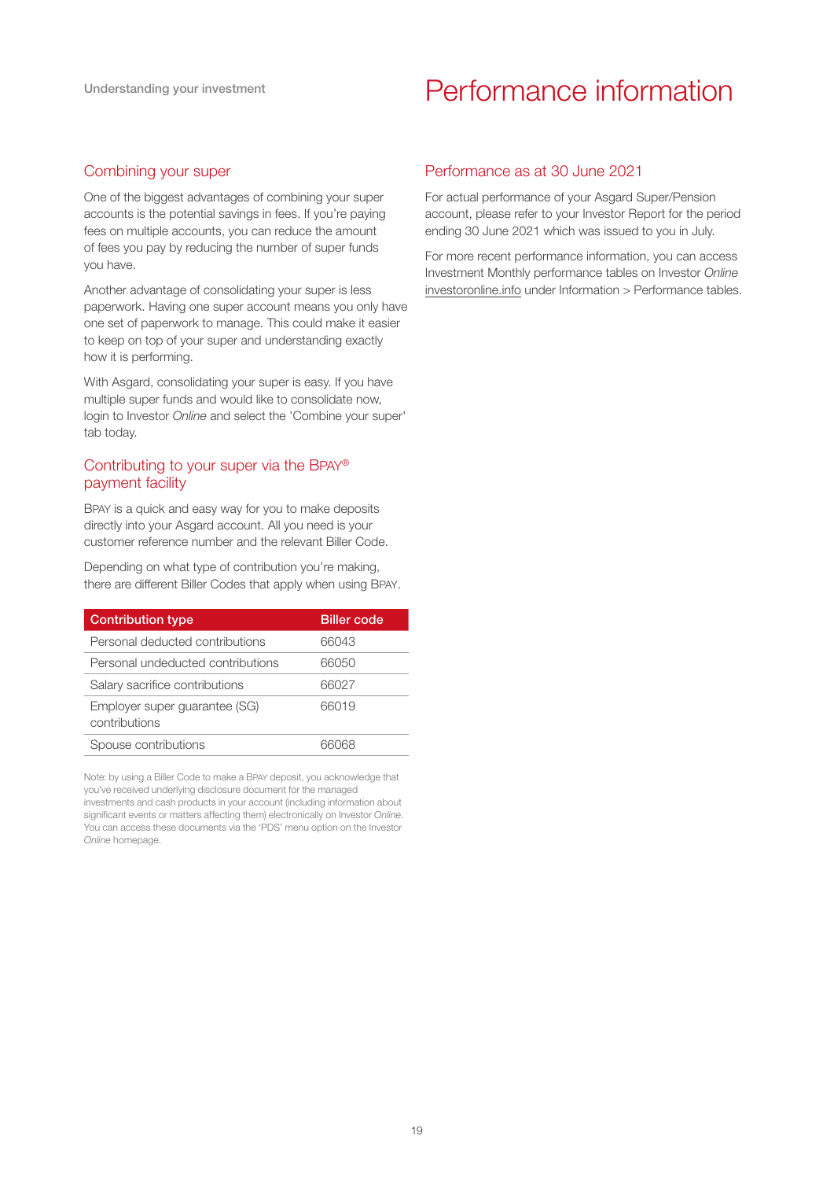Understanding your investment

# Performance information

## Combining your super

One of the biggest advantages of combining your super accounts is the potential savings in fees. If you're paying fees on multiple accounts, you can reduce the amount of fees you pay by reducing the number of super funds you have.

Another advantage of consolidating your super is less paperwork. Having one super account means you only have one set of paperwork to manage. This could make it easier to keep on top of your super and understanding exactly how it is performing.

With Asgard, consolidating your super is easy. If you have multiple super funds and would like to consolidate now, login to Investor *Online* and select the 'Combine your super' tab today.

## Contributing to your super via the BPAY® payment facility

BPAY is a quick and easy way for you to make deposits directly into your Asgard account. All you need is your customer reference number and the relevant Biller Code.

Depending on what type of contribution you're making, there are different Biller Codes that apply when using BPAY.

| Contribution type | Biller code |
|---|---|
| Personal deducted contributions | 66043 |
| Personal undeducted contributions | 66050 |
| Salary sacrifice contributions | 66027 |
| Employer super guarantee (SG) contributions | 66019 |
| Spouse contributions | 66068 |

Note: by using a Biller Code to make a BPAY deposit, you acknowledge that you've received underlying disclosure document for the managed investments and cash products in your account (including information about significant events or matters affecting them) electronically on Investor *Online*. You can access these documents via the 'PDS' menu option on the Investor *Online* homepage.

## Performance as at 30 June 2021

For actual performance of your Asgard Super/Pension account, please refer to your Investor Report for the period ending 30 June 2021 which was issued to you in July.

For more recent performance information, you can access Investment Monthly performance tables on Investor *Online* investoronline.info under Information > Performance tables.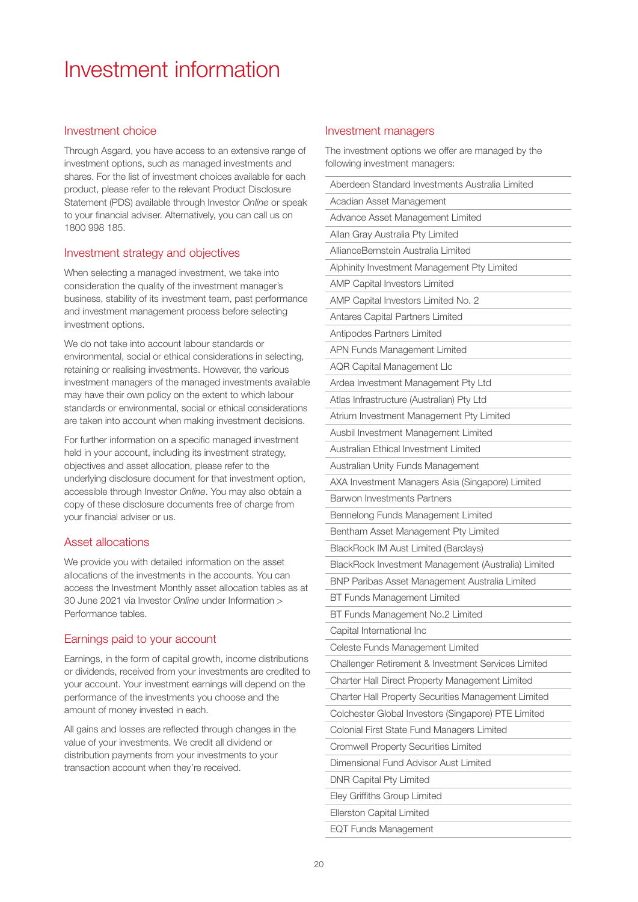# Investment information

## Investment choice

Through Asgard, you have access to an extensive range of investment options, such as managed investments and shares. For the list of investment choices available for each product, please refer to the relevant Product Disclosure Statement (PDS) available through Investor *Online* or speak to your financial adviser. Alternatively, you can call us on 1800 998 185.

## Investment strategy and objectives

When selecting a managed investment, we take into consideration the quality of the investment manager's business, stability of its investment team, past performance and investment management process before selecting investment options.

We do not take into account labour standards or environmental, social or ethical considerations in selecting, retaining or realising investments. However, the various investment managers of the managed investments available may have their own policy on the extent to which labour standards or environmental, social or ethical considerations are taken into account when making investment decisions.

For further information on a specific managed investment held in your account, including its investment strategy, objectives and asset allocation, please refer to the underlying disclosure document for that investment option, accessible through Investor *Online*. You may also obtain a copy of these disclosure documents free of charge from your financial adviser or us.

## Asset allocations

We provide you with detailed information on the asset allocations of the investments in the accounts. You can access the Investment Monthly asset allocation tables as at 30 June 2021 via Investor *Online* under Information > Performance tables.

## Earnings paid to your account

Earnings, in the form of capital growth, income distributions or dividends, received from your investments are credited to your account. Your investment earnings will depend on the performance of the investments you choose and the amount of money invested in each.

All gains and losses are reflected through changes in the value of your investments. We credit all dividend or distribution payments from your investments to your transaction account when they're received.

## Investment managers

The investment options we offer are managed by the following investment managers:

| |
|---|
| Aberdeen Standard Investments Australia Limited |
| Acadian Asset Management |
| Advance Asset Management Limited |
| Allan Gray Australia Pty Limited |
| AllianceBernstein Australia Limited |
| Alphinity Investment Management Pty Limited |
| AMP Capital Investors Limited |
| AMP Capital Investors Limited No. 2 |
| Antares Capital Partners Limited |
| Antipodes Partners Limited |
| APN Funds Management Limited |
| AQR Capital Management Llc |
| Ardea Investment Management Pty Ltd |
| Atlas Infrastructure (Australian) Pty Ltd |
| Atrium Investment Management Pty Limited |
| Ausbil Investment Management Limited |
| Australian Ethical Investment Limited |
| Australian Unity Funds Management |
| AXA Investment Managers Asia (Singapore) Limited |
| Barwon Investments Partners |
| Bennelong Funds Management Limited |
| Bentham Asset Management Pty Limited |
| BlackRock IM Aust Limited (Barclays) |
| BlackRock Investment Management (Australia) Limited |
| BNP Paribas Asset Management Australia Limited |
| BT Funds Management Limited |
| BT Funds Management No.2 Limited |
| Capital International Inc |
| Celeste Funds Management Limited |
| Challenger Retirement & Investment Services Limited |
| Charter Hall Direct Property Management Limited |
| Charter Hall Property Securities Management Limited |
| Colchester Global Investors (Singapore) PTE Limited |
| Colonial First State Fund Managers Limited |
| Cromwell Property Securities Limited |
| Dimensional Fund Advisor Aust Limited |
| DNR Capital Pty Limited |
| Eley Griffiths Group Limited |
| Ellerston Capital Limited |
| EQT Funds Management |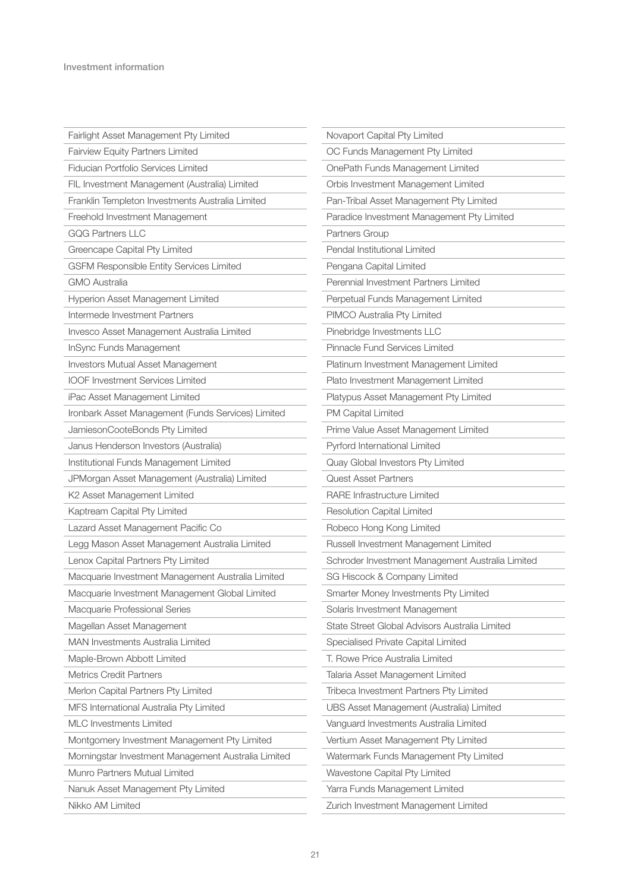Fairlight Asset Management Pty Limited
Fairview Equity Partners Limited
Fiducian Portfolio Services Limited
FIL Investment Management (Australia) Limited
Franklin Templeton Investments Australia Limited
Freehold Investment Management
GQG Partners LLC
Greencape Capital Pty Limited
GSFM Responsible Entity Services Limited
GMO Australia
Hyperion Asset Management Limited
Intermede Investment Partners
Invesco Asset Management Australia Limited
InSync Funds Management
Investors Mutual Asset Management
IOOF Investment Services Limited
iPac Asset Management Limited
Ironbark Asset Management (Funds Services) Limited
JamiesonCooteBonds Pty Limited
Janus Henderson Investors (Australia)
Institutional Funds Management Limited
JPMorgan Asset Management (Australia) Limited
K2 Asset Management Limited
Kaptream Capital Pty Limited
Lazard Asset Management Pacific Co
Legg Mason Asset Management Australia Limited
Lenox Capital Partners Pty Limited
Macquarie Investment Management Australia Limited
Macquarie Investment Management Global Limited
Macquarie Professional Series
Magellan Asset Management
MAN Investments Australia Limited
Maple-Brown Abbott Limited
Metrics Credit Partners
Merlon Capital Partners Pty Limited
MFS International Australia Pty Limited
MLC Investments Limited
Montgomery Investment Management Pty Limited
Morningstar Investment Management Australia Limited
Munro Partners Mutual Limited
Nanuk Asset Management Pty Limited
Nikko AM Limited
Novaport Capital Pty Limited
OC Funds Management Pty Limited
OnePath Funds Management Limited
Orbis Investment Management Limited
Pan-Tribal Asset Management Pty Limited
Paradice Investment Management Pty Limited
Partners Group
Pendal Institutional Limited
Pengana Capital Limited
Perennial Investment Partners Limited
Perpetual Funds Management Limited
PIMCO Australia Pty Limited
Pinebridge Investments LLC
Pinnacle Fund Services Limited
Platinum Investment Management Limited
Plato Investment Management Limited
Platypus Asset Management Pty Limited
PM Capital Limited
Prime Value Asset Management Limited
Pyrford International Limited
Quay Global Investors Pty Limited
Quest Asset Partners
RARE Infrastructure Limited
Resolution Capital Limited
Robeco Hong Kong Limited
Russell Investment Management Limited
Schroder Investment Management Australia Limited
SG Hiscock & Company Limited
Smarter Money Investments Pty Limited
Solaris Investment Management
State Street Global Advisors Australia Limited
Specialised Private Capital Limited
T. Rowe Price Australia Limited
Talaria Asset Management Limited
Tribeca Investment Partners Pty Limited
UBS Asset Management (Australia) Limited
Vanguard Investments Australia Limited
Vertium Asset Management Pty Limited
Watermark Funds Management Pty Limited
Wavestone Capital Pty Limited
Yarra Funds Management Limited
Zurich Investment Management Limited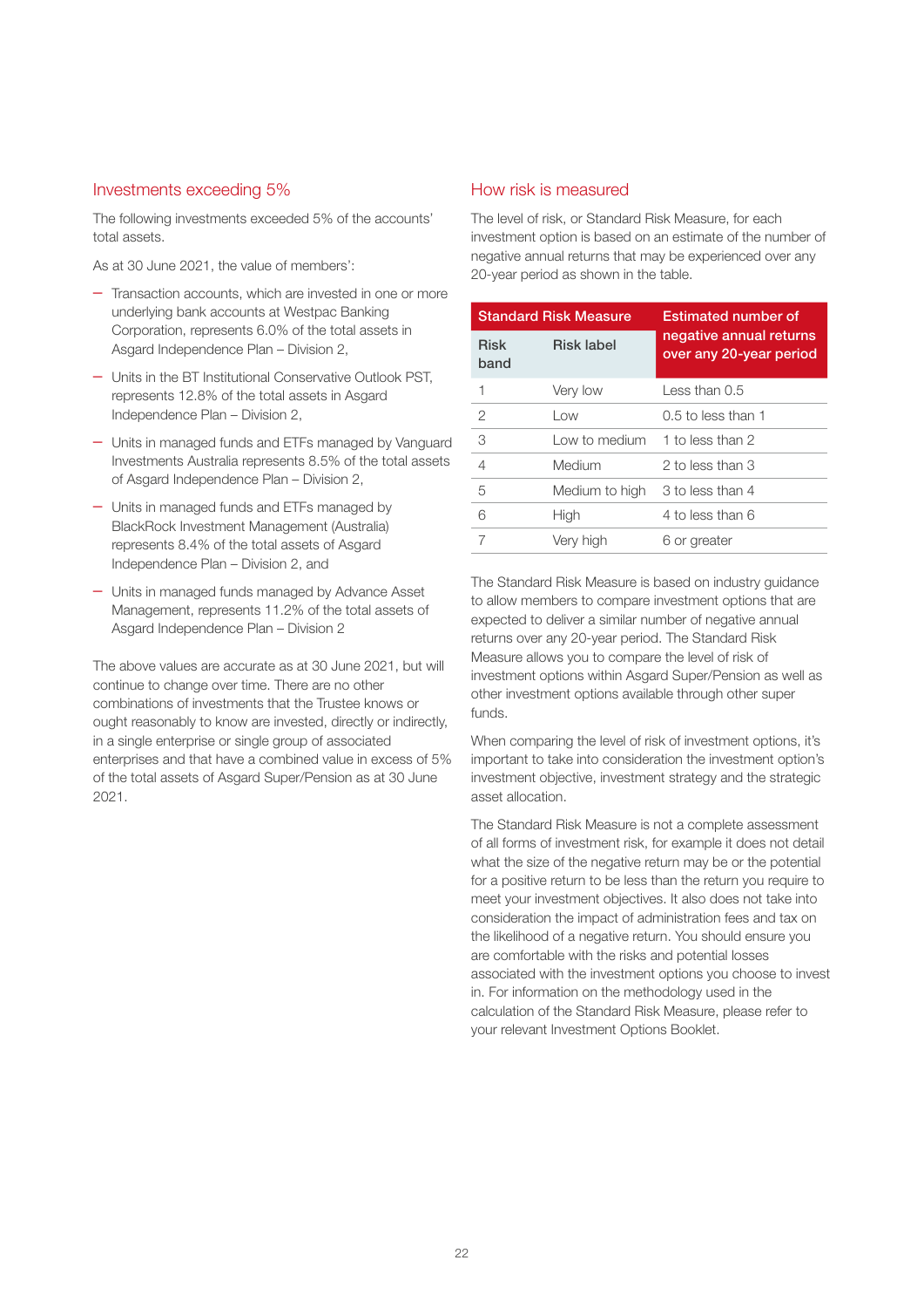## Investments exceeding 5%

The following investments exceeded 5% of the accounts' total assets.

As at 30 June 2021, the value of members':

- Transaction accounts, which are invested in one or more underlying bank accounts at Westpac Banking Corporation, represents 6.0% of the total assets in Asgard Independence Plan – Division 2,
- Units in the BT Institutional Conservative Outlook PST, represents 12.8% of the total assets in Asgard Independence Plan – Division 2,
- Units in managed funds and ETFs managed by Vanguard Investments Australia represents 8.5% of the total assets of Asgard Independence Plan – Division 2,
- Units in managed funds and ETFs managed by BlackRock Investment Management (Australia) represents 8.4% of the total assets of Asgard Independence Plan – Division 2, and
- Units in managed funds managed by Advance Asset Management, represents 11.2% of the total assets of Asgard Independence Plan – Division 2

The above values are accurate as at 30 June 2021, but will continue to change over time. There are no other combinations of investments that the Trustee knows or ought reasonably to know are invested, directly or indirectly, in a single enterprise or single group of associated enterprises and that have a combined value in excess of 5% of the total assets of Asgard Super/Pension as at 30 June 2021.

## How risk is measured

The level of risk, or Standard Risk Measure, for each investment option is based on an estimate of the number of negative annual returns that may be experienced over any 20-year period as shown in the table.

| Standard Risk Measure | | Estimated number of negative annual returns over any 20-year period |
|---|---|---|
| **Risk band** | **Risk label** | |
| 1 | Very low | Less than 0.5 |
| 2 | Low | 0.5 to less than 1 |
| 3 | Low to medium | 1 to less than 2 |
| 4 | Medium | 2 to less than 3 |
| 5 | Medium to high | 3 to less than 4 |
| 6 | High | 4 to less than 6 |
| 7 | Very high | 6 or greater |

The Standard Risk Measure is based on industry guidance to allow members to compare investment options that are expected to deliver a similar number of negative annual returns over any 20-year period. The Standard Risk Measure allows you to compare the level of risk of investment options within Asgard Super/Pension as well as other investment options available through other super funds.

When comparing the level of risk of investment options, it's important to take into consideration the investment option's investment objective, investment strategy and the strategic asset allocation.

The Standard Risk Measure is not a complete assessment of all forms of investment risk, for example it does not detail what the size of the negative return may be or the potential for a positive return to be less than the return you require to meet your investment objectives. It also does not take into consideration the impact of administration fees and tax on the likelihood of a negative return. You should ensure you are comfortable with the risks and potential losses associated with the investment options you choose to invest in. For information on the methodology used in the calculation of the Standard Risk Measure, please refer to your relevant Investment Options Booklet.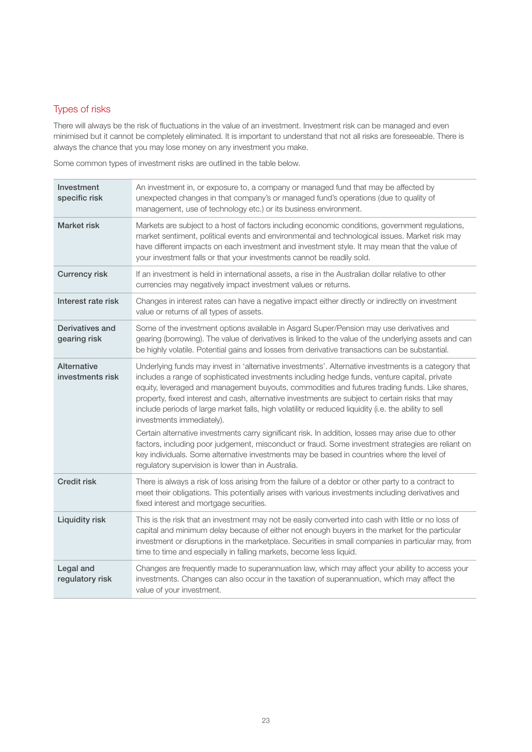## Types of risks

There will always be the risk of fluctuations in the value of an investment. Investment risk can be managed and even minimised but it cannot be completely eliminated. It is important to understand that not all risks are foreseeable. There is always the chance that you may lose money on any investment you make.

Some common types of investment risks are outlined in the table below.

| | |
|---|---|
| **Investment specific risk** | An investment in, or exposure to, a company or managed fund that may be affected by unexpected changes in that company's or managed fund's operations (due to quality of management, use of technology etc.) or its business environment. |
| **Market risk** | Markets are subject to a host of factors including economic conditions, government regulations, market sentiment, political events and environmental and technological issues. Market risk may have different impacts on each investment and investment style. It may mean that the value of your investment falls or that your investments cannot be readily sold. |
| **Currency risk** | If an investment is held in international assets, a rise in the Australian dollar relative to other currencies may negatively impact investment values or returns. |
| **Interest rate risk** | Changes in interest rates can have a negative impact either directly or indirectly on investment value or returns of all types of assets. |
| **Derivatives and gearing risk** | Some of the investment options available in Asgard Super/Pension may use derivatives and gearing (borrowing). The value of derivatives is linked to the value of the underlying assets and can be highly volatile. Potential gains and losses from derivative transactions can be substantial. |
| **Alternative investments risk** | Underlying funds may invest in 'alternative investments'. Alternative investments is a category that includes a range of sophisticated investments including hedge funds, venture capital, private equity, leveraged and management buyouts, commodities and futures trading funds. Like shares, property, fixed interest and cash, alternative investments are subject to certain risks that may include periods of large market falls, high volatility or reduced liquidity (i.e. the ability to sell investments immediately).<br><br>Certain alternative investments carry significant risk. In addition, losses may arise due to other factors, including poor judgement, misconduct or fraud. Some investment strategies are reliant on key individuals. Some alternative investments may be based in countries where the level of regulatory supervision is lower than in Australia. |
| **Credit risk** | There is always a risk of loss arising from the failure of a debtor or other party to a contract to meet their obligations. This potentially arises with various investments including derivatives and fixed interest and mortgage securities. |
| **Liquidity risk** | This is the risk that an investment may not be easily converted into cash with little or no loss of capital and minimum delay because of either not enough buyers in the market for the particular investment or disruptions in the marketplace. Securities in small companies in particular may, from time to time and especially in falling markets, become less liquid. |
| **Legal and regulatory risk** | Changes are frequently made to superannuation law, which may affect your ability to access your investments. Changes can also occur in the taxation of superannuation, which may affect the value of your investment. |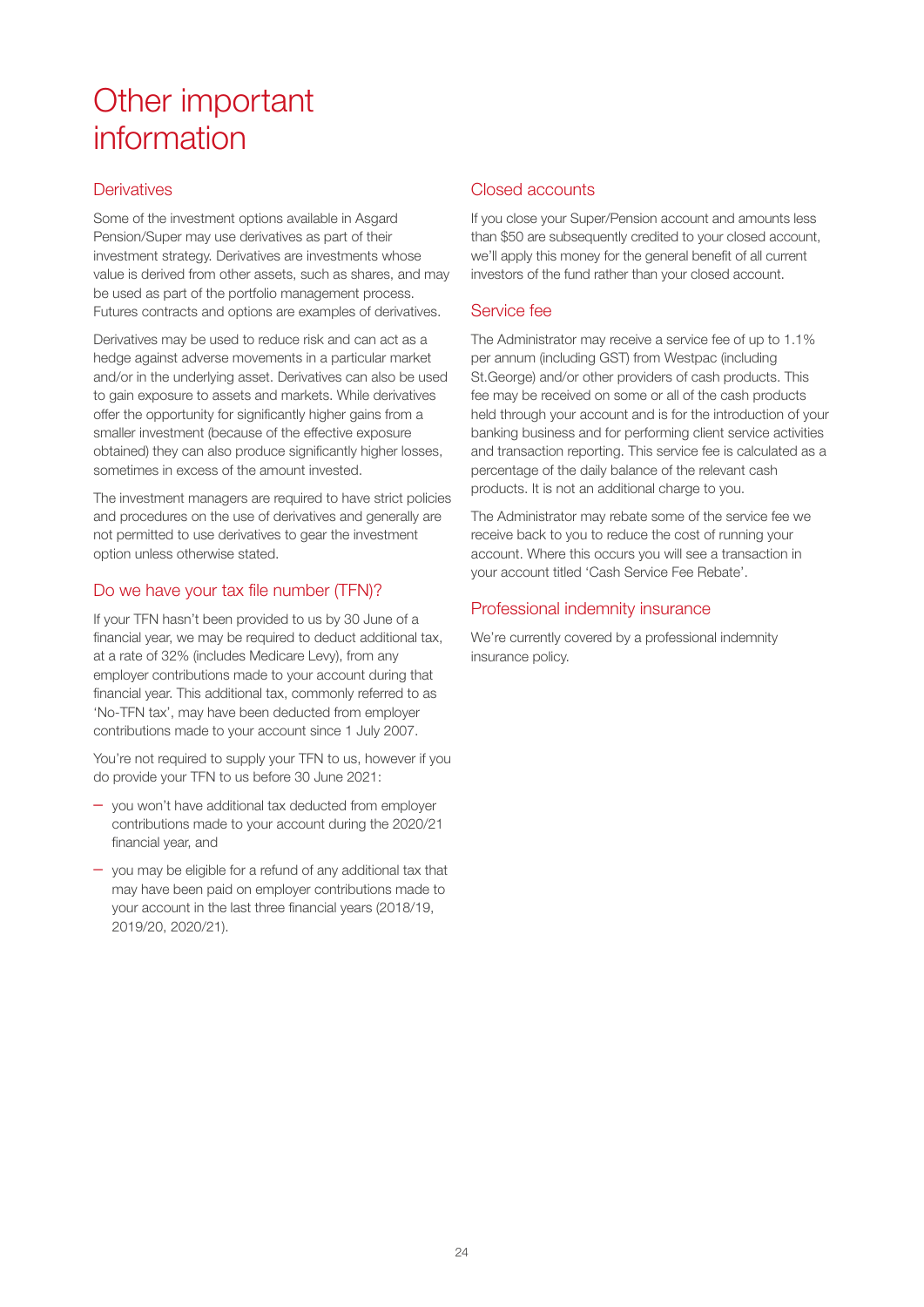# Other important information

## Derivatives

Some of the investment options available in Asgard Pension/Super may use derivatives as part of their investment strategy. Derivatives are investments whose value is derived from other assets, such as shares, and may be used as part of the portfolio management process. Futures contracts and options are examples of derivatives.

Derivatives may be used to reduce risk and can act as a hedge against adverse movements in a particular market and/or in the underlying asset. Derivatives can also be used to gain exposure to assets and markets. While derivatives offer the opportunity for significantly higher gains from a smaller investment (because of the effective exposure obtained) they can also produce significantly higher losses, sometimes in excess of the amount invested.

The investment managers are required to have strict policies and procedures on the use of derivatives and generally are not permitted to use derivatives to gear the investment option unless otherwise stated.

## Do we have your tax file number (TFN)?

If your TFN hasn't been provided to us by 30 June of a financial year, we may be required to deduct additional tax, at a rate of 32% (includes Medicare Levy), from any employer contributions made to your account during that financial year. This additional tax, commonly referred to as 'No-TFN tax', may have been deducted from employer contributions made to your account since 1 July 2007.

You're not required to supply your TFN to us, however if you do provide your TFN to us before 30 June 2021:

- you won't have additional tax deducted from employer contributions made to your account during the 2020/21 financial year, and
- you may be eligible for a refund of any additional tax that may have been paid on employer contributions made to your account in the last three financial years (2018/19, 2019/20, 2020/21).

## Closed accounts

If you close your Super/Pension account and amounts less than $50 are subsequently credited to your closed account, we'll apply this money for the general benefit of all current investors of the fund rather than your closed account.

## Service fee

The Administrator may receive a service fee of up to 1.1% per annum (including GST) from Westpac (including St.George) and/or other providers of cash products. This fee may be received on some or all of the cash products held through your account and is for the introduction of your banking business and for performing client service activities and transaction reporting. This service fee is calculated as a percentage of the daily balance of the relevant cash products. It is not an additional charge to you.

The Administrator may rebate some of the service fee we receive back to you to reduce the cost of running your account. Where this occurs you will see a transaction in your account titled 'Cash Service Fee Rebate'.

## Professional indemnity insurance

We're currently covered by a professional indemnity insurance policy.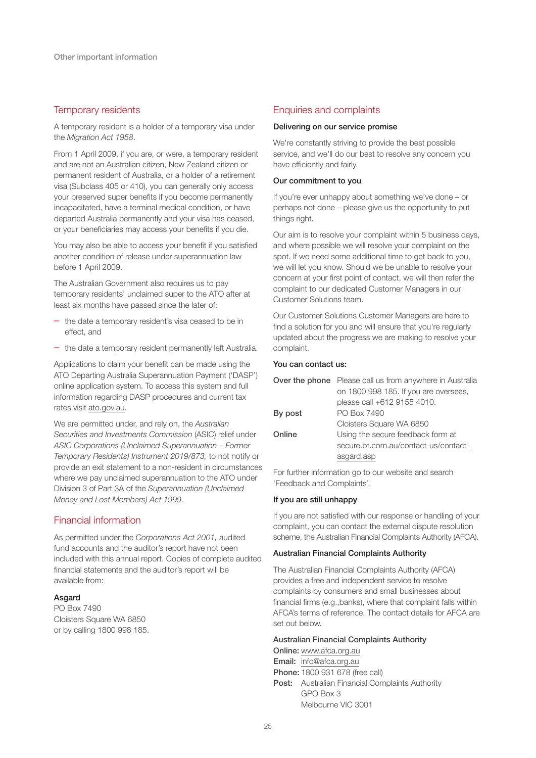## Temporary residents

A temporary resident is a holder of a temporary visa under the *Migration Act 1958*.

From 1 April 2009, if you are, or were, a temporary resident and are not an Australian citizen, New Zealand citizen or permanent resident of Australia, or a holder of a retirement visa (Subclass 405 or 410), you can generally only access your preserved super benefits if you become permanently incapacitated, have a terminal medical condition, or have departed Australia permanently and your visa has ceased, or your beneficiaries may access your benefits if you die.

You may also be able to access your benefit if you satisfied another condition of release under superannuation law before 1 April 2009.

The Australian Government also requires us to pay temporary residents' unclaimed super to the ATO after at least six months have passed since the later of:

- the date a temporary resident's visa ceased to be in effect, and
- the date a temporary resident permanently left Australia.

Applications to claim your benefit can be made using the ATO Departing Australia Superannuation Payment ('DASP') online application system. To access this system and full information regarding DASP procedures and current tax rates visit ato.gov.au.

We are permitted under, and rely on, the *Australian Securities and Investments Commission* (ASIC) relief under *ASIC Corporations (Unclaimed Superannuation – Former Temporary Residents) Instrument 2019/873,* to not notify or provide an exit statement to a non-resident in circumstances where we pay unclaimed superannuation to the ATO under Division 3 of Part 3A of the *Superannuation (Unclaimed Money and Lost Members) Act 1999.*

## Financial information

As permitted under the *Corporations Act 2001,* audited fund accounts and the auditor's report have not been included with this annual report. Copies of complete audited financial statements and the auditor's report will be available from:

**Asgard**
PO Box 7490
Cloisters Square WA 6850
or by calling 1800 998 185.

## Enquiries and complaints

### Delivering on our service promise

We're constantly striving to provide the best possible service, and we'll do our best to resolve any concern you have efficiently and fairly.

### Our commitment to you

If you're ever unhappy about something we've done – or perhaps not done – please give us the opportunity to put things right.

Our aim is to resolve your complaint within 5 business days, and where possible we will resolve your complaint on the spot. If we need some additional time to get back to you, we will let you know. Should we be unable to resolve your concern at your first point of contact, we will then refer the complaint to our dedicated Customer Managers in our Customer Solutions team.

Our Customer Solutions Customer Managers are here to find a solution for you and will ensure that you're regularly updated about the progress we are making to resolve your complaint.

### You can contact us:

| | |
|---|---|
| **Over the phone** | Please call us from anywhere in Australia on 1800 998 185. If you are overseas, please call +612 9155 4010. |
| **By post** | PO Box 7490<br>Cloisters Square WA 6850 |
| **Online** | Using the secure feedback form at secure.bt.com.au/contact-us/contact-asgard.asp |

For further information go to our website and search 'Feedback and Complaints'.

### If you are still unhappy

If you are not satisfied with our response or handling of your complaint, you can contact the external dispute resolution scheme, the Australian Financial Complaints Authority (AFCA).

### Australian Financial Complaints Authority

The Australian Financial Complaints Authority (AFCA) provides a free and independent service to resolve complaints by consumers and small businesses about financial firms (e.g.,banks), where that complaint falls within AFCA's terms of reference. The contact details for AFCA are set out below.

**Australian Financial Complaints Authority**
**Online:** www.afca.org.au
**Email:** info@afca.org.au
**Phone:** 1800 931 678 (free call)
**Post:** Australian Financial Complaints Authority
GPO Box 3
Melbourne VIC 3001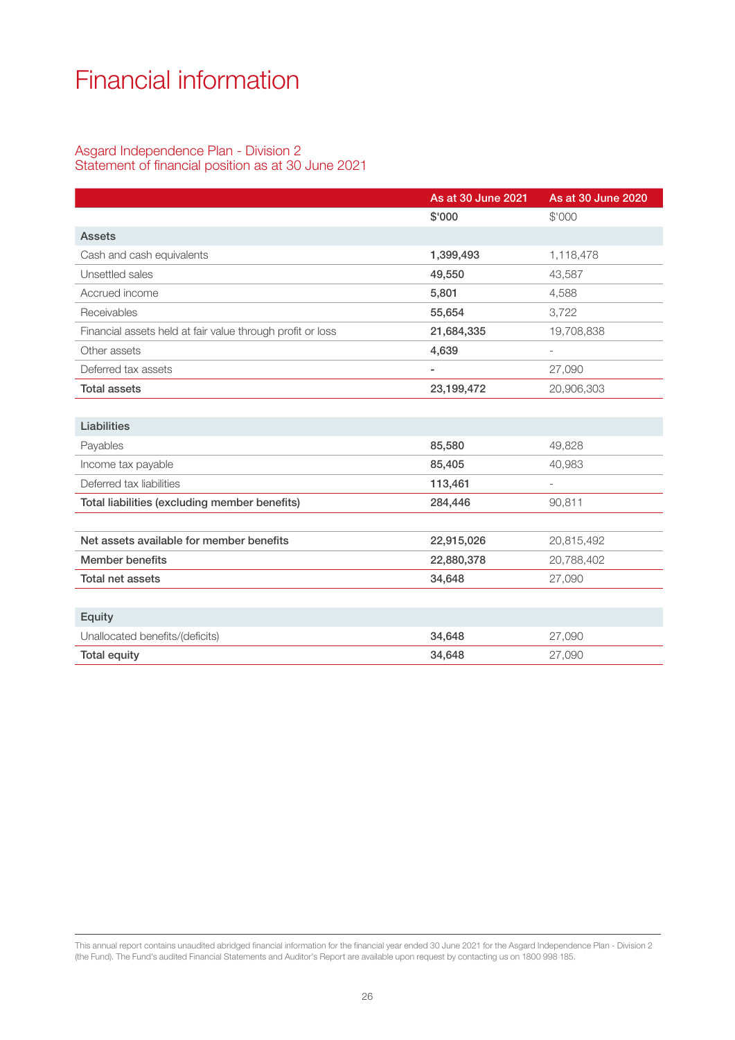# Financial information

## Asgard Independence Plan - Division 2
## Statement of financial position as at 30 June 2021

| | As at 30 June 2021 | As at 30 June 2020 |
|---|---|---|
| | **$'000** | $'000 |
| **Assets** | | |
| Cash and cash equivalents | **1,399,493** | 1,118,478 |
| Unsettled sales | **49,550** | 43,587 |
| Accrued income | **5,801** | 4,588 |
| Receivables | **55,654** | 3,722 |
| Financial assets held at fair value through profit or loss | **21,684,335** | 19,708,838 |
| Other assets | **4,639** | - |
| Deferred tax assets | **-** | 27,090 |
| **Total assets** | **23,199,472** | 20,906,303 |
| | | |
| **Liabilities** | | |
| Payables | **85,580** | 49,828 |
| Income tax payable | **85,405** | 40,983 |
| Deferred tax liabilities | **113,461** | - |
| **Total liabilities (excluding member benefits)** | **284,446** | 90,811 |
| | | |
| **Net assets available for member benefits** | **22,915,026** | 20,815,492 |
| **Member benefits** | **22,880,378** | 20,788,402 |
| **Total net assets** | **34,648** | 27,090 |
| | | |
| **Equity** | | |
| Unallocated benefits/(deficits) | **34,648** | 27,090 |
| **Total equity** | **34,648** | 27,090 |

This annual report contains unaudited abridged financial information for the financial year ended 30 June 2021 for the Asgard Independence Plan - Division 2 (the Fund). The Fund's audited Financial Statements and Auditor's Report are available upon request by contacting us on 1800 998 185.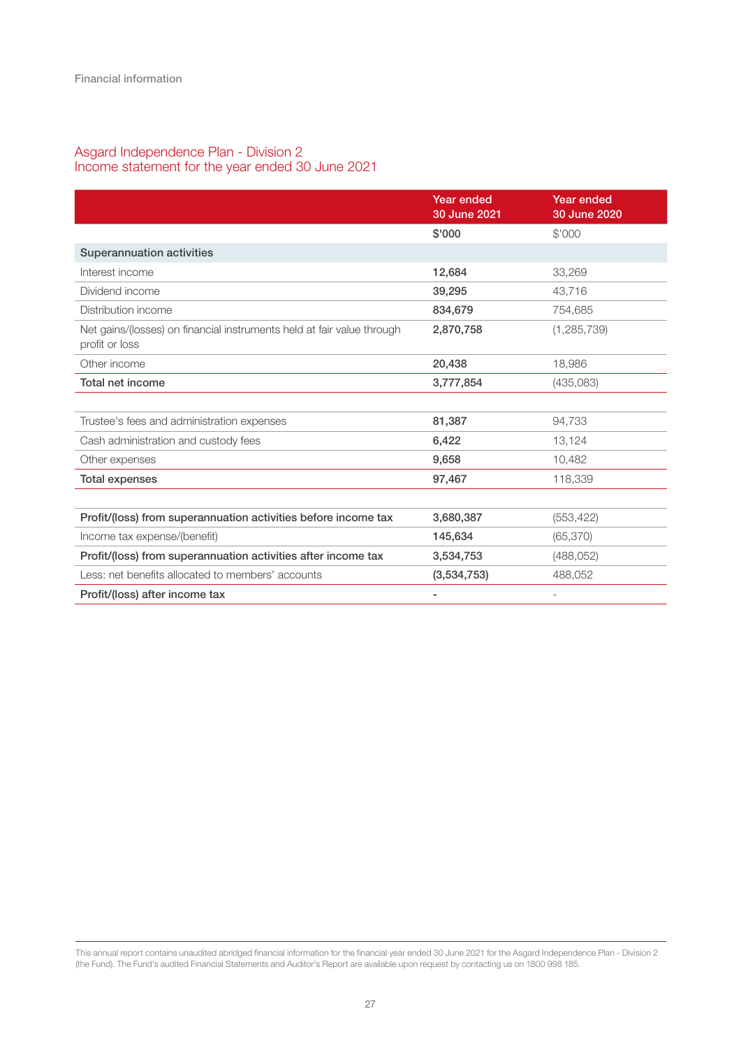# Asgard Independence Plan - Division 2
## Income statement for the year ended 30 June 2021

| | Year ended 30 June 2021 | Year ended 30 June 2020 |
|---|---|---|
| | $'000 | $'000 |
| **Superannuation activities** | | |
| Interest income | **12,684** | 33,269 |
| Dividend income | **39,295** | 43,716 |
| Distribution income | **834,679** | 754,685 |
| Net gains/(losses) on financial instruments held at fair value through profit or loss | **2,870,758** | (1,285,739) |
| Other income | **20,438** | 18,986 |
| **Total net income** | **3,777,854** | (435,083) |
| | | |
| Trustee's fees and administration expenses | **81,387** | 94,733 |
| Cash administration and custody fees | **6,422** | 13,124 |
| Other expenses | **9,658** | 10,482 |
| **Total expenses** | **97,467** | 118,339 |
| | | |
| **Profit/(loss) from superannuation activities before income tax** | **3,680,387** | (553,422) |
| Income tax expense/(benefit) | **145,634** | (65,370) |
| **Profit/(loss) from superannuation activities after income tax** | **3,534,753** | (488,052) |
| Less: net benefits allocated to members' accounts | **(3,534,753)** | 488,052 |
| **Profit/(loss) after income tax** | **-** | - |

This annual report contains unaudited abridged financial information for the financial year ended 30 June 2021 for the Asgard Independence Plan - Division 2 (the Fund). The Fund's audited Financial Statements and Auditor's Report are available upon request by contacting us on 1800 998 185.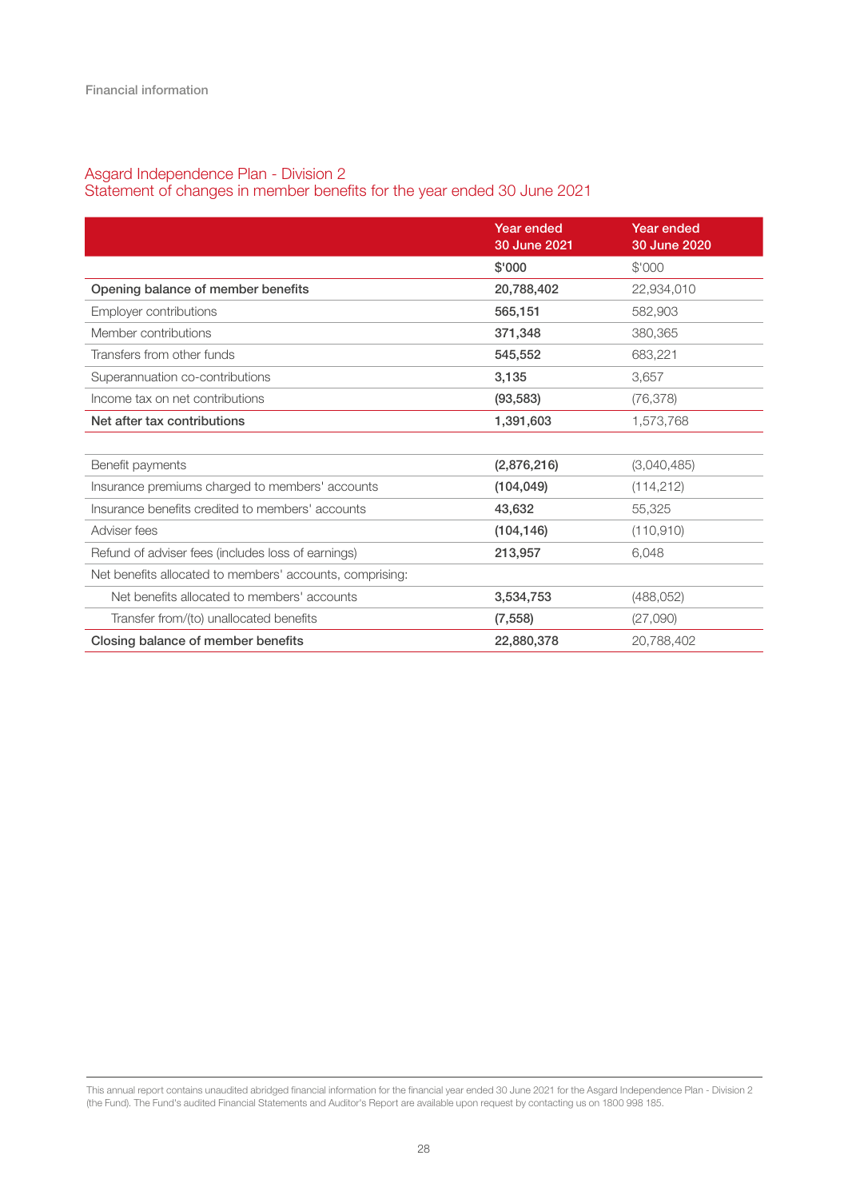Financial information

## Asgard Independence Plan - Division 2
## Statement of changes in member benefits for the year ended 30 June 2021

| | Year ended 30 June 2021 | Year ended 30 June 2020 |
|---|---|---|
| | **$'000** | $'000 |
| **Opening balance of member benefits** | **20,788,402** | 22,934,010 |
| Employer contributions | **565,151** | 582,903 |
| Member contributions | **371,348** | 380,365 |
| Transfers from other funds | **545,552** | 683,221 |
| Superannuation co-contributions | **3,135** | 3,657 |
| Income tax on net contributions | **(93,583)** | (76,378) |
| **Net after tax contributions** | **1,391,603** | 1,573,768 |
| | | |
| Benefit payments | **(2,876,216)** | (3,040,485) |
| Insurance premiums charged to members' accounts | **(104,049)** | (114,212) |
| Insurance benefits credited to members' accounts | **43,632** | 55,325 |
| Adviser fees | **(104,146)** | (110,910) |
| Refund of adviser fees (includes loss of earnings) | **213,957** | 6,048 |
| Net benefits allocated to members' accounts, comprising: | | |
| Net benefits allocated to members' accounts | **3,534,753** | (488,052) |
| Transfer from/(to) unallocated benefits | **(7,558)** | (27,090) |
| **Closing balance of member benefits** | **22,880,378** | 20,788,402 |

This annual report contains unaudited abridged financial information for the financial year ended 30 June 2021 for the Asgard Independence Plan - Division 2 (the Fund). The Fund's audited Financial Statements and Auditor's Report are available upon request by contacting us on 1800 998 185.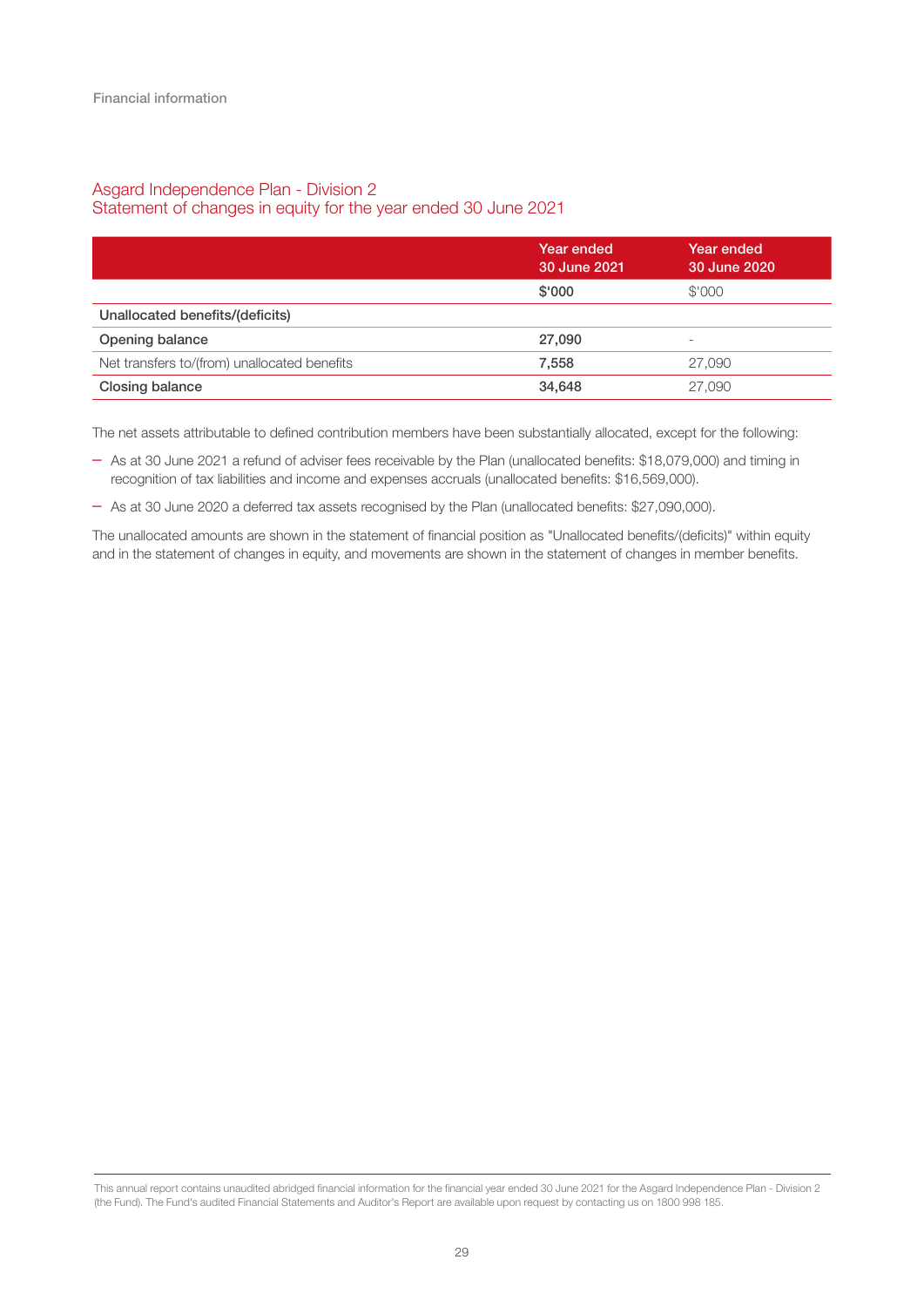Financial information

## Asgard Independence Plan - Division 2
## Statement of changes in equity for the year ended 30 June 2021

| | Year ended 30 June 2021 | Year ended 30 June 2020 |
|---|---|---|
| | **$'000** | $'000 |
| **Unallocated benefits/(deficits)** | | |
| **Opening balance** | **27,090** | - |
| Net transfers to/(from) unallocated benefits | **7,558** | 27,090 |
| **Closing balance** | **34,648** | 27,090 |

The net assets attributable to defined contribution members have been substantially allocated, except for the following:

- As at 30 June 2021 a refund of adviser fees receivable by the Plan (unallocated benefits: $18,079,000) and timing in recognition of tax liabilities and income and expenses accruals (unallocated benefits: $16,569,000).
- As at 30 June 2020 a deferred tax assets recognised by the Plan (unallocated benefits: $27,090,000).

The unallocated amounts are shown in the statement of financial position as "Unallocated benefits/(deficits)" within equity and in the statement of changes in equity, and movements are shown in the statement of changes in member benefits.

This annual report contains unaudited abridged financial information for the financial year ended 30 June 2021 for the Asgard Independence Plan - Division 2 (the Fund). The Fund's audited Financial Statements and Auditor's Report are available upon request by contacting us on 1800 998 185.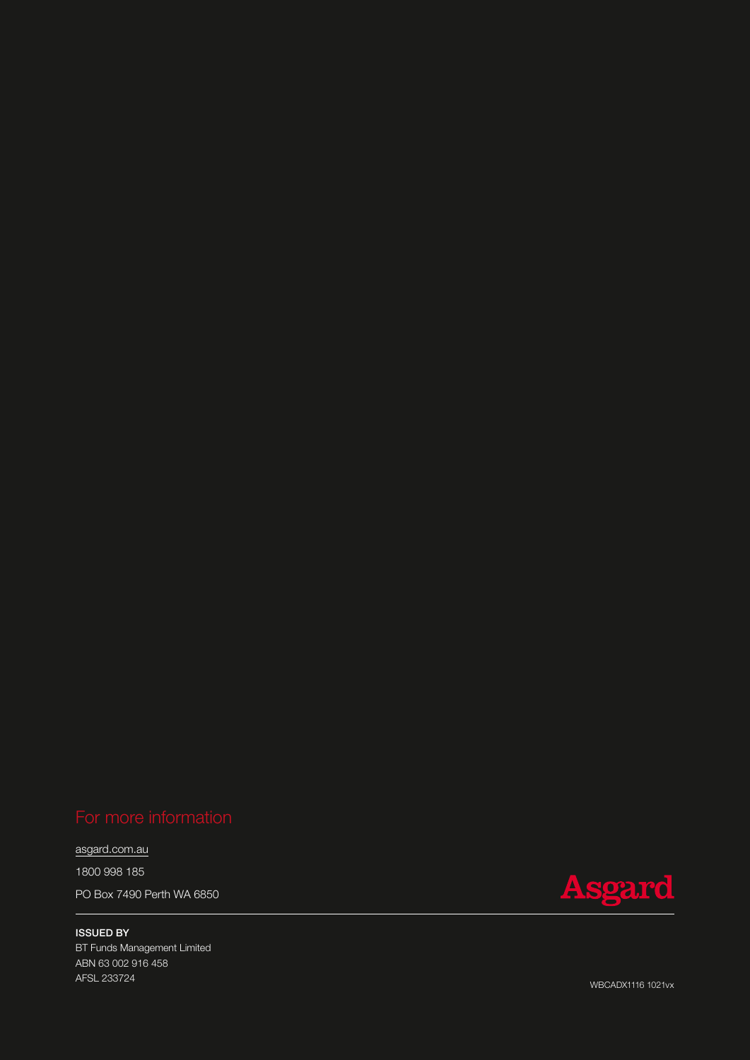## For more information

asgard.com.au

1800 998 185

PO Box 7490 Perth WA 6850

Asgard

**ISSUED BY**

BT Funds Management Limited
ABN 63 002 916 458
AFSL 233724

WBCADX1116 1021vx